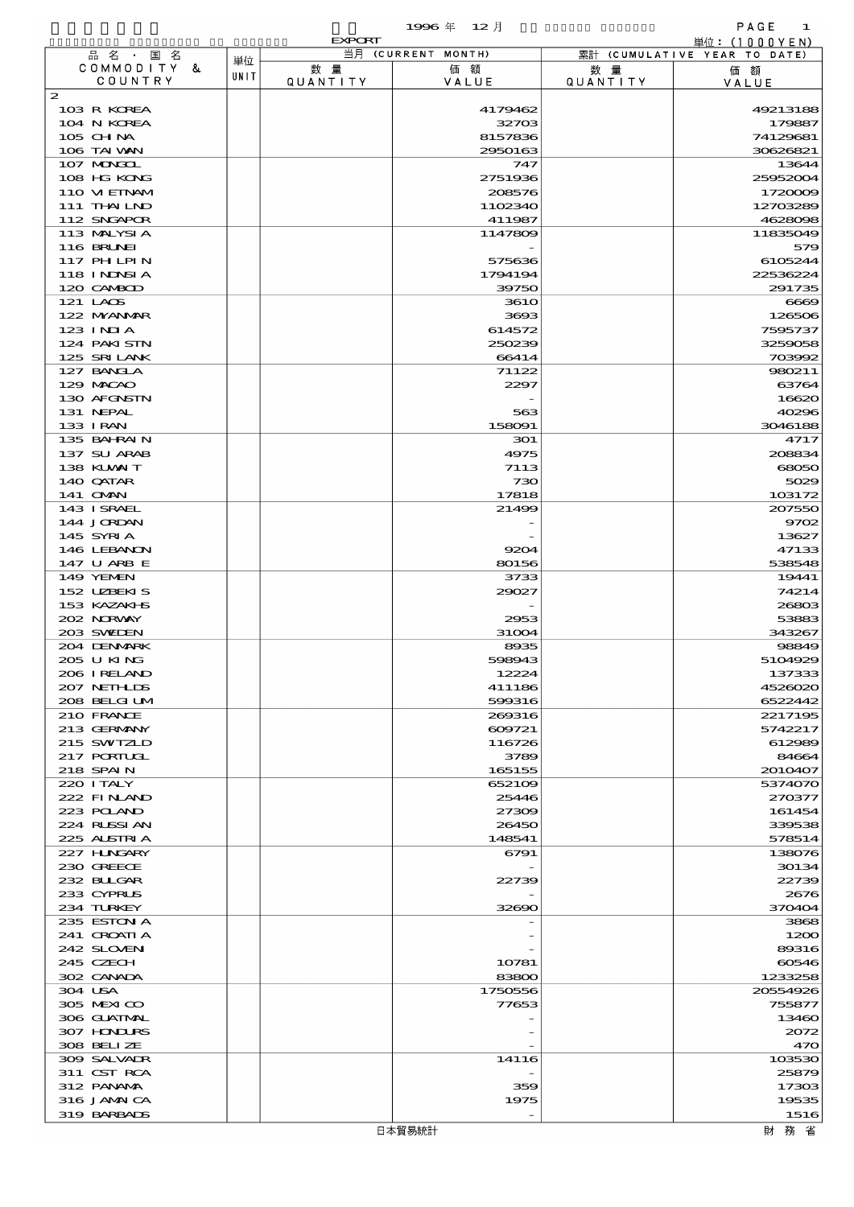EXPORT

1996 年 12 月

単位：(1000YEN)

| 品名・国名 COMMODITY & COUNTRY | 単位 UNIT | 当月 (CURRENT MONTH) 数量 QUANTITY | 価額 VALUE | 累計 (CUMULATIVE YEAR TO DATE) 数量 QUANTITY | 価額 VALUE |
|---|---|---|---|---|---|
| 2 | | | | | |
| 103 R KOREA | | | 4179462 | | 49213188 |
| 104 N KOREA | | | 32703 | | 179887 |
| 105 CHINA | | | 8157836 | | 74129681 |
| 106 TAIWAN | | | 2950163 | | 30626821 |
| 107 MONGOL | | | 747 | | 13644 |
| 108 HG KONG | | | 2751936 | | 25952004 |
| 110 VIETNAM | | | 208576 | | 1720009 |
| 111 THAILND | | | 1102340 | | 12703289 |
| 112 SNGAPOR | | | 411987 | | 4628098 |
| 113 MALYSIA | | | 1147809 | | 11835049 |
| 116 BRUNEI | | | - | | 579 |
| 117 PHILPIN | | | 575636 | | 6105244 |
| 118 INDNSIA | | | 1794194 | | 22536224 |
| 120 CAMBOD | | | 39750 | | 291735 |
| 121 LAOS | | | 3610 | | 6669 |
| 122 MYANMAR | | | 3693 | | 126506 |
| 123 INDIA | | | 614572 | | 7595737 |
| 124 PAKISTN | | | 250239 | | 3259058 |
| 125 SRI LANK | | | 66414 | | 703992 |
| 127 BANGLA | | | 71122 | | 980211 |
| 129 MACAO | | | 2297 | | 63764 |
| 130 AFGNSTN | | | - | | 16620 |
| 131 NEPAL | | | 563 | | 40296 |
| 133 IRAN | | | 158091 | | 3046188 |
| 135 BAHRAIN | | | 301 | | 4717 |
| 137 SU ARAB | | | 4975 | | 208834 |
| 138 KUWAIT | | | 7113 | | 68050 |
| 140 QATAR | | | 730 | | 5029 |
| 141 OMAN | | | 17818 | | 103172 |
| 143 ISRAEL | | | 21499 | | 207550 |
| 144 JORDAN | | | - | | 9702 |
| 145 SYRIA | | | - | | 13627 |
| 146 LEBANON | | | 9204 | | 47133 |
| 147 U ARB E | | | 80156 | | 538548 |
| 149 YEMEN | | | 3733 | | 19441 |
| 152 UZBEKIS | | | 29027 | | 74214 |
| 153 KAZAKHS | | | - | | 26803 |
| 202 NORWAY | | | 2953 | | 53883 |
| 203 SWEDEN | | | 31004 | | 343267 |
| 204 DENMARK | | | 8935 | | 98849 |
| 205 U KING | | | 598943 | | 5104929 |
| 206 IRELAND | | | 12224 | | 137333 |
| 207 NETHLDS | | | 411186 | | 4526020 |
| 208 BELGIUM | | | 599316 | | 6522442 |
| 210 FRANCE | | | 269316 | | 2217195 |
| 213 GERMANY | | | 609721 | | 5742217 |
| 215 SWITZLD | | | 116726 | | 612989 |
| 217 PORTUGL | | | 3789 | | 84664 |
| 218 SPAIN | | | 165155 | | 2010407 |
| 220 ITALY | | | 652109 | | 5374070 |
| 222 FINLAND | | | 25446 | | 270377 |
| 223 POLAND | | | 27309 | | 161454 |
| 224 RUSSIAN | | | 26450 | | 339538 |
| 225 AUSTRIA | | | 148541 | | 578514 |
| 227 HUNGARY | | | 6791 | | 138076 |
| 230 GREECE | | | - | | 30134 |
| 232 BULGAR | | | 22739 | | 22739 |
| 233 CYPRUS | | | - | | 2676 |
| 234 TURKEY | | | 32690 | | 370404 |
| 235 ESTONIA | | | - | | 3868 |
| 241 CROATIA | | | - | | 1200 |
| 242 SLOVENI | | | - | | 89316 |
| 245 CZECH | | | 10781 | | 60546 |
| 302 CANADA | | | 83800 | | 1233258 |
| 304 USA | | | 1750556 | | 20554926 |
| 305 MEXICO | | | 77653 | | 755877 |
| 306 GUATMAL | | | - | | 13460 |
| 307 HONDURS | | | - | | 2072 |
| 308 BELIZE | | | - | | 470 |
| 309 SALVADR | | | 14116 | | 103530 |
| 311 CST RCA | | | - | | 25879 |
| 312 PANAMA | | | 359 | | 17303 |
| 316 JAMAICA | | | 1975 | | 19535 |
| 319 BARBADS | | | - | | 1516 |

日本貿易統計

財務省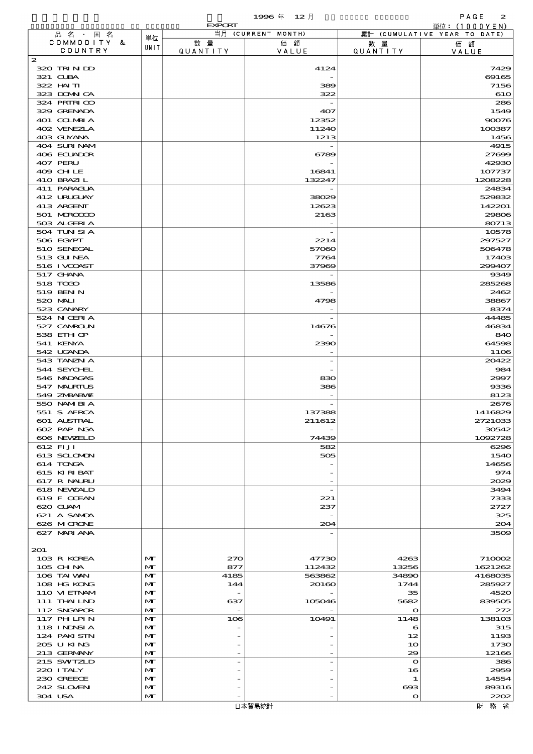1996 年 12 月

EXPORT

単位：(1000YEN)

| 品名・国名 COMMODITY & COUNTRY | 単位 UNIT | 当月 (CURRENT MONTH) 数量 QUANTITY | 価額 VALUE | 累計 (CUMULATIVE YEAR TO DATE) 数量 QUANTITY | 価額 VALUE |
|---|---|---|---|---|---|
| 2 | | | | | |
| 320 TRINIDD | | | 4124 | | 7429 |
| 321 CUBA | | | - | | 69165 |
| 322 HAITI | | | 389 | | 7156 |
| 323 DOMNICA | | | 322 | | 610 |
| 324 PRTRICO | | | - | | 286 |
| 329 GRENADA | | | 407 | | 1549 |
| 401 COLMBIA | | | 12352 | | 90076 |
| 402 VENEZLA | | | 11240 | | 100387 |
| 403 GUYANA | | | 1213 | | 1456 |
| 404 SURINAM | | | - | | 4915 |
| 406 ECUADOR | | | 6789 | | 27699 |
| 407 PERU | | | - | | 42930 |
| 409 CHILE | | | 16841 | | 107737 |
| 410 BRAZIL | | | 132247 | | 1208228 |
| 411 PARAGUA | | | - | | 24834 |
| 412 URUGUAY | | | 38029 | | 529832 |
| 413 ARGENT | | | 12623 | | 142201 |
| 501 MOROCCO | | | 2163 | | 29806 |
| 503 ALGERIA | | | - | | 80713 |
| 504 TUNISIA | | | - | | 10578 |
| 506 EGYPT | | | 2214 | | 297527 |
| 510 SENEGAL | | | 57060 | | 506478 |
| 513 GUINEA | | | 7764 | | 17403 |
| 516 IVCOAST | | | 37969 | | 299407 |
| 517 GHANA | | | - | | 9349 |
| 518 TOGO | | | 13586 | | 285268 |
| 519 BENIN | | | - | | 2462 |
| 520 MALI | | | 4798 | | 38867 |
| 523 CANARY | | | - | | 8374 |
| 524 NIGERIA | | | - | | 44485 |
| 527 CAMROUN | | | 14676 | | 46834 |
| 538 ETHIOP | | | - | | 840 |
| 541 KENYA | | | 2390 | | 64598 |
| 542 UGANDA | | | - | | 1106 |
| 543 TANZNIA | | | - | | 20422 |
| 544 SEYCHEL | | | - | | 984 |
| 546 MADAGAS | | | 830 | | 2997 |
| 547 MAURTUS | | | 386 | | 9336 |
| 549 ZMBABWE | | | - | | 8123 |
| 550 NAMIBIA | | | - | | 2676 |
| 551 S AFRCA | | | 137388 | | 1416829 |
| 601 AUSTRAL | | | 211612 | | 2721033 |
| 602 PAP NGA | | | - | | 30542 |
| 606 NEWZELD | | | 74439 | | 1092728 |
| 612 FIJI | | | 582 | | 6296 |
| 613 SOLOMON | | | 505 | | 1540 |
| 614 TONGA | | | - | | 14656 |
| 615 KIRIBAT | | | - | | 974 |
| 617 R NAURU | | | - | | 2029 |
| 618 NEWCALD | | | - | | 3494 |
| 619 F OCEAN | | | 221 | | 7333 |
| 620 GUAM | | | 237 | | 2727 |
| 621 A SAMOA | | | - | | 325 |
| 626 MICRONE | | | 204 | | 204 |
| 627 MARIANA | | | - | | 3509 |
| 201 | | | | | |
| 103 R KOREA | MT | 270 | 47730 | 4263 | 710002 |
| 105 CHINA | MT | 877 | 112432 | 13256 | 1621262 |
| 106 TAIWAN | MT | 4185 | 563862 | 34890 | 4168035 |
| 108 HG KONG | MT | 144 | 20160 | 1744 | 285927 |
| 110 VIETNAM | MT | - | - | 35 | 4520 |
| 111 THAILND | MT | 637 | 105046 | 5682 | 839505 |
| 112 SNGAPOR | MT | - | - | 0 | 272 |
| 117 PHILPIN | MT | 106 | 10491 | 1148 | 138103 |
| 118 INDNSIA | MT | - | - | 6 | 315 |
| 124 PAKISTN | MT | - | - | 12 | 1193 |
| 205 U KING | MT | - | - | 10 | 1730 |
| 213 GERMANY | MT | - | - | 29 | 12166 |
| 215 SWTZLD | MT | - | - | 0 | 386 |
| 220 ITALY | MT | - | - | 16 | 2959 |
| 230 GREECE | MT | - | - | 1 | 14554 |
| 242 SLOVENI | MT | - | - | 693 | 89316 |
| 304 USA | MT | - | - | 0 | 2202 |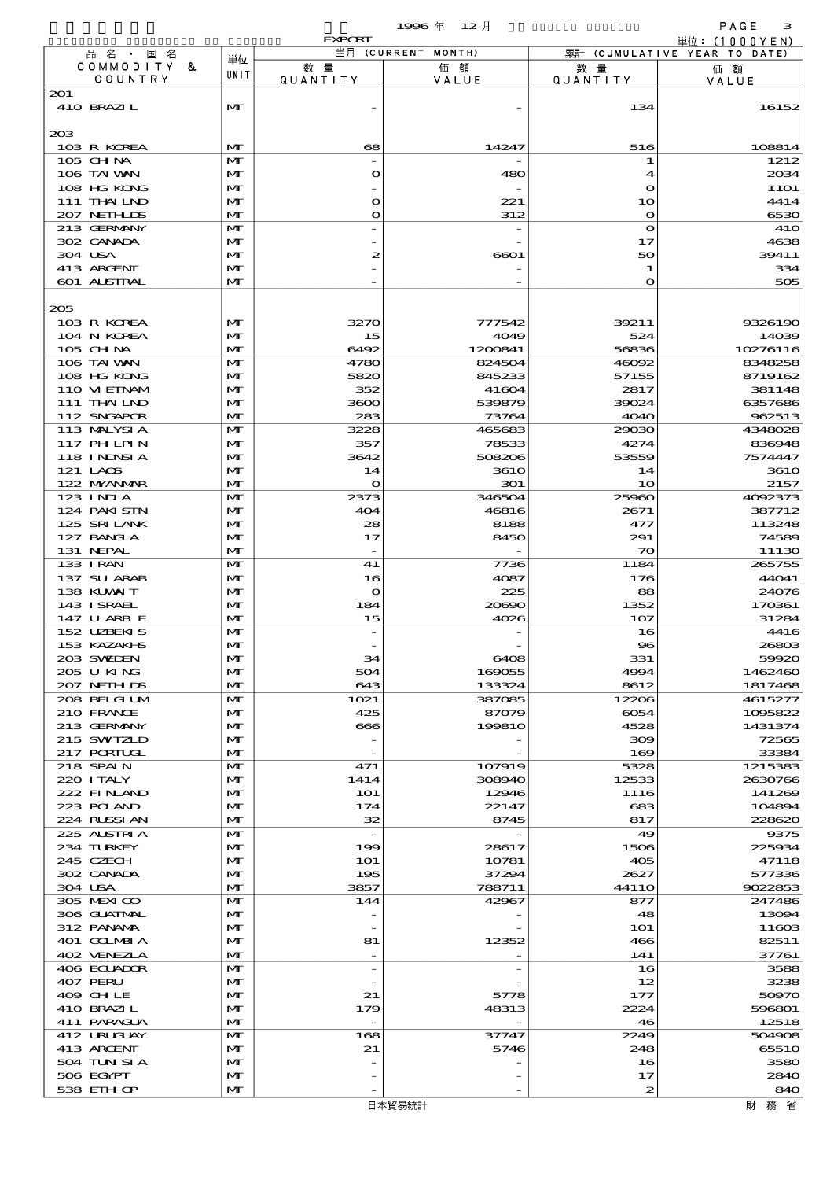1996 年 12 月

EXPORT

単位：(1000YEN)

| 品名・国名 COMMODITY & COUNTRY | 単位 UNIT | 当月 (CURRENT MONTH) 数量 QUANTITY | 価額 VALUE | 累計 (CUMULATIVE YEAR TO DATE) 数量 QUANTITY | 価額 VALUE |
|---|---|---|---|---|---|
| 201 | | | | | |
| 410 BRAZIL | MT | - | - | 134 | 16152 |
| 203 | | | | | |
| 103 R KOREA | MT | 68 | 14247 | 516 | 108814 |
| 105 CHINA | MT | - | - | 1 | 1212 |
| 106 TAIWAN | MT | 0 | 480 | 4 | 2034 |
| 108 HG KONG | MT | - | - | 0 | 1101 |
| 111 THAILND | MT | 0 | 221 | 10 | 4414 |
| 207 NETHLDS | MT | 0 | 312 | 0 | 6530 |
| 213 GERMANY | MT | - | - | 0 | 410 |
| 302 CANADA | MT | - | - | 17 | 4638 |
| 304 USA | MT | 2 | 6601 | 50 | 39411 |
| 413 ARGENT | MT | - | - | 1 | 334 |
| 601 AUSTRAL | MT | - | - | 0 | 505 |
| 205 | | | | | |
| 103 R KOREA | MT | 3270 | 777542 | 39211 | 9326190 |
| 104 N KOREA | MT | 15 | 4049 | 524 | 14039 |
| 105 CHINA | MT | 6492 | 1200841 | 56836 | 10276116 |
| 106 TAIWAN | MT | 4780 | 824504 | 46092 | 8348258 |
| 108 HG KONG | MT | 5820 | 845233 | 57155 | 8719162 |
| 110 VIETNAM | MT | 352 | 41604 | 2817 | 381148 |
| 111 THAILND | MT | 3600 | 539879 | 39024 | 6357686 |
| 112 SNGAPOR | MT | 283 | 73764 | 4040 | 962513 |
| 113 MALYSIA | MT | 3228 | 465683 | 29030 | 4348028 |
| 117 PHILPIN | MT | 357 | 78533 | 4274 | 836948 |
| 118 INDNSIA | MT | 3642 | 508206 | 53559 | 7574447 |
| 121 LAOS | MT | 14 | 3610 | 14 | 3610 |
| 122 MYANMAR | MT | 0 | 301 | 10 | 2157 |
| 123 INDIA | MT | 2373 | 346504 | 25960 | 4092373 |
| 124 PAKISTN | MT | 404 | 46816 | 2671 | 387712 |
| 125 SRILANK | MT | 28 | 8188 | 477 | 113248 |
| 127 BANGLA | MT | 17 | 8450 | 291 | 74589 |
| 131 NEPAL | MT | - | - | 70 | 11130 |
| 133 IRAN | MT | 41 | 7736 | 1184 | 265755 |
| 137 SU ARAB | MT | 16 | 4087 | 176 | 44041 |
| 138 KUWAIT | MT | 0 | 225 | 88 | 24076 |
| 143 ISRAEL | MT | 184 | 20690 | 1352 | 170361 |
| 147 U ARB E | MT | 15 | 4026 | 107 | 31284 |
| 152 UZBEKIS | MT | - | - | 16 | 4416 |
| 153 KAZAKHS | MT | - | - | 96 | 26803 |
| 203 SWEDEN | MT | 34 | 6408 | 331 | 59920 |
| 205 U KING | MT | 504 | 169055 | 4994 | 1462460 |
| 207 NETHLDS | MT | 643 | 133324 | 8612 | 1817468 |
| 208 BELGIUM | MT | 1021 | 387085 | 12206 | 4615277 |
| 210 FRANCE | MT | 425 | 87079 | 6054 | 1095822 |
| 213 GERMANY | MT | 666 | 199810 | 4528 | 1431374 |
| 215 SWITZLD | MT | - | - | 309 | 72565 |
| 217 PORTUGL | MT | - | - | 169 | 33384 |
| 218 SPAIN | MT | 471 | 107919 | 5328 | 1215383 |
| 220 ITALY | MT | 1414 | 308940 | 12533 | 2630766 |
| 222 FINLAND | MT | 101 | 12946 | 1116 | 141269 |
| 223 POLAND | MT | 174 | 22147 | 683 | 104894 |
| 224 RUSSIAN | MT | 32 | 8745 | 817 | 228620 |
| 225 AUSTRIA | MT | - | - | 49 | 9375 |
| 234 TURKEY | MT | 199 | 28617 | 1506 | 225934 |
| 245 CZECH | MT | 101 | 10781 | 405 | 47118 |
| 302 CANADA | MT | 195 | 37294 | 2627 | 577336 |
| 304 USA | MT | 3857 | 788711 | 44110 | 9022853 |
| 305 MEXICO | MT | 144 | 42967 | 877 | 247486 |
| 306 GUATMAL | MT | - | - | 48 | 13094 |
| 312 PANAMA | MT | - | - | 101 | 11603 |
| 401 COLMBIA | MT | 81 | 12352 | 466 | 82511 |
| 402 VENEZLA | MT | - | - | 141 | 37761 |
| 406 ECUADOR | MT | - | - | 16 | 3588 |
| 407 PERU | MT | - | - | 12 | 3238 |
| 409 CHILE | MT | 21 | 5778 | 177 | 50970 |
| 410 BRAZIL | MT | 179 | 48313 | 2224 | 596801 |
| 411 PARAGUA | MT | - | - | 46 | 12518 |
| 412 URUGUAY | MT | 168 | 37747 | 2249 | 504908 |
| 413 ARGENT | MT | 21 | 5746 | 248 | 65510 |
| 504 TUNISIA | MT | - | - | 16 | 3580 |
| 506 EGYPT | MT | - | - | 17 | 2840 |
| 538 ETHIOP | MT | - | - | 2 | 840 |

日本貿易統計　　財務省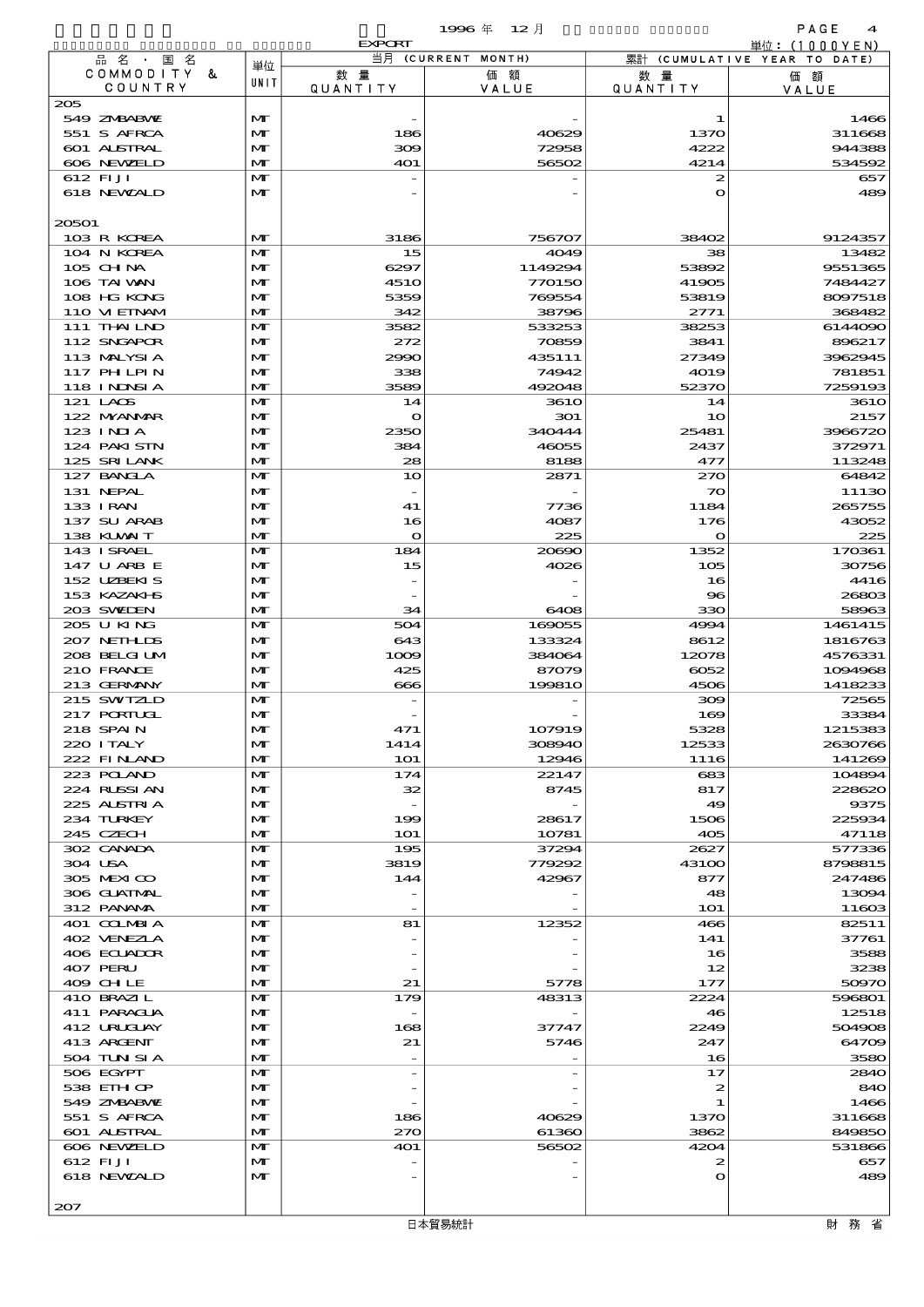1996 年 12 月

EXPORT

単位：(1000YEN)

| 品名・国名 COMMODITY & COUNTRY | 単位 UNIT | 当月 (CURRENT MONTH) 数量 QUANTITY | 価額 VALUE | 累計 (CUMULATIVE YEAR TO DATE) 数量 QUANTITY | 価額 VALUE |
|---|---|---|---|---|---|
| 205 | | | | | |
| 549 ZMBABWE | MT | - | - | 1 | 1466 |
| 551 S AFRCA | MT | 186 | 40629 | 1370 | 311668 |
| 601 ALSTRAL | MT | 309 | 72958 | 4222 | 944388 |
| 606 NEWZELD | MT | 401 | 56502 | 4214 | 534592 |
| 612 FIJI | MT | - | - | 2 | 657 |
| 618 NEWCALD | MT | - | - | 0 | 489 |
| 20501 | | | | | |
| 103 R KOREA | MT | 3186 | 756707 | 38402 | 9124357 |
| 104 N KOREA | MT | 15 | 4049 | 38 | 13482 |
| 105 CHINA | MT | 6297 | 1149294 | 53892 | 9551365 |
| 106 TAIWAN | MT | 4510 | 770150 | 41905 | 7484427 |
| 108 HG KONG | MT | 5359 | 769554 | 53819 | 8097518 |
| 110 VIETNAM | MT | 342 | 38796 | 2771 | 368482 |
| 111 THAILND | MT | 3582 | 533253 | 38253 | 6144090 |
| 112 SNGAPOR | MT | 272 | 70859 | 3841 | 896217 |
| 113 MALYSIA | MT | 2990 | 435111 | 27349 | 3962945 |
| 117 PHILPIN | MT | 338 | 74942 | 4019 | 781851 |
| 118 INDNSIA | MT | 3589 | 492048 | 52370 | 7259193 |
| 121 LAOS | MT | 14 | 3610 | 14 | 3610 |
| 122 MYANMAR | MT | 0 | 301 | 10 | 2157 |
| 123 INDIA | MT | 2350 | 340444 | 25481 | 3966720 |
| 124 PAKISTN | MT | 384 | 46055 | 2437 | 372971 |
| 125 SRILANK | MT | 28 | 8188 | 477 | 113248 |
| 127 BANGLA | MT | 10 | 2871 | 270 | 64842 |
| 131 NEPAL | MT | - | - | 70 | 11130 |
| 133 IRAN | MT | 41 | 7736 | 1184 | 265755 |
| 137 SU ARAB | MT | 16 | 4087 | 176 | 43052 |
| 138 KUWAIT | MT | 0 | 225 | 0 | 225 |
| 143 ISRAEL | MT | 184 | 20690 | 1352 | 170361 |
| 147 U ARB E | MT | 15 | 4026 | 105 | 30756 |
| 152 UZBEKIS | MT | - | - | 16 | 4416 |
| 153 KAZAKHS | MT | - | - | 96 | 26803 |
| 203 SWEDEN | MT | 34 | 6408 | 330 | 58963 |
| 205 U KING | MT | 504 | 169055 | 4994 | 1461415 |
| 207 NETHLDS | MT | 643 | 133324 | 8612 | 1816763 |
| 208 BELGIUM | MT | 1009 | 384064 | 12078 | 4576331 |
| 210 FRANCE | MT | 425 | 87079 | 6052 | 1094968 |
| 213 GERMANY | MT | 666 | 199810 | 4506 | 1418233 |
| 215 SWITZLD | MT | - | - | 309 | 72565 |
| 217 PORTUGL | MT | - | - | 169 | 33384 |
| 218 SPAIN | MT | 471 | 107919 | 5328 | 1215383 |
| 220 ITALY | MT | 1414 | 308940 | 12533 | 2630766 |
| 222 FINLAND | MT | 101 | 12946 | 1116 | 141269 |
| 223 POLAND | MT | 174 | 22147 | 683 | 104894 |
| 224 RUSSIAN | MT | 32 | 8745 | 817 | 228620 |
| 225 AUSTRIA | MT | - | - | 49 | 9375 |
| 234 TURKEY | MT | 199 | 28617 | 1506 | 225934 |
| 245 CZECH | MT | 101 | 10781 | 405 | 47118 |
| 302 CANADA | MT | 195 | 37294 | 2627 | 577336 |
| 304 USA | MT | 3819 | 779292 | 43100 | 8798815 |
| 305 MEXICO | MT | 144 | 42967 | 877 | 247486 |
| 306 GUATMAL | MT | - | - | 48 | 13094 |
| 312 PANAMA | MT | - | - | 101 | 11603 |
| 401 COLMBIA | MT | 81 | 12352 | 466 | 82511 |
| 402 VENEZLA | MT | - | - | 141 | 37761 |
| 406 ECUADOR | MT | - | - | 16 | 3588 |
| 407 PERU | MT | - | - | 12 | 3238 |
| 409 CHILE | MT | 21 | 5778 | 177 | 50970 |
| 410 BRAZIL | MT | 179 | 48313 | 2224 | 596801 |
| 411 PARAGUA | MT | - | - | 46 | 12518 |
| 412 URUGUAY | MT | 168 | 37747 | 2249 | 504908 |
| 413 ARGENT | MT | 21 | 5746 | 247 | 64709 |
| 504 TUNISIA | MT | - | - | 16 | 3580 |
| 506 EGYPT | MT | - | - | 17 | 2840 |
| 538 ETHIOP | MT | - | - | 2 | 840 |
| 549 ZMBABWE | MT | - | - | 1 | 1466 |
| 551 S AFRCA | MT | 186 | 40629 | 1370 | 311668 |
| 601 ALSTRAL | MT | 270 | 61360 | 3862 | 849850 |
| 606 NEWZELD | MT | 401 | 56502 | 4204 | 531866 |
| 612 FIJI | MT | - | - | 2 | 657 |
| 618 NEWCALD | MT | - | - | 0 | 489 |
| 207 | | | | | |

日本貿易統計　　財務省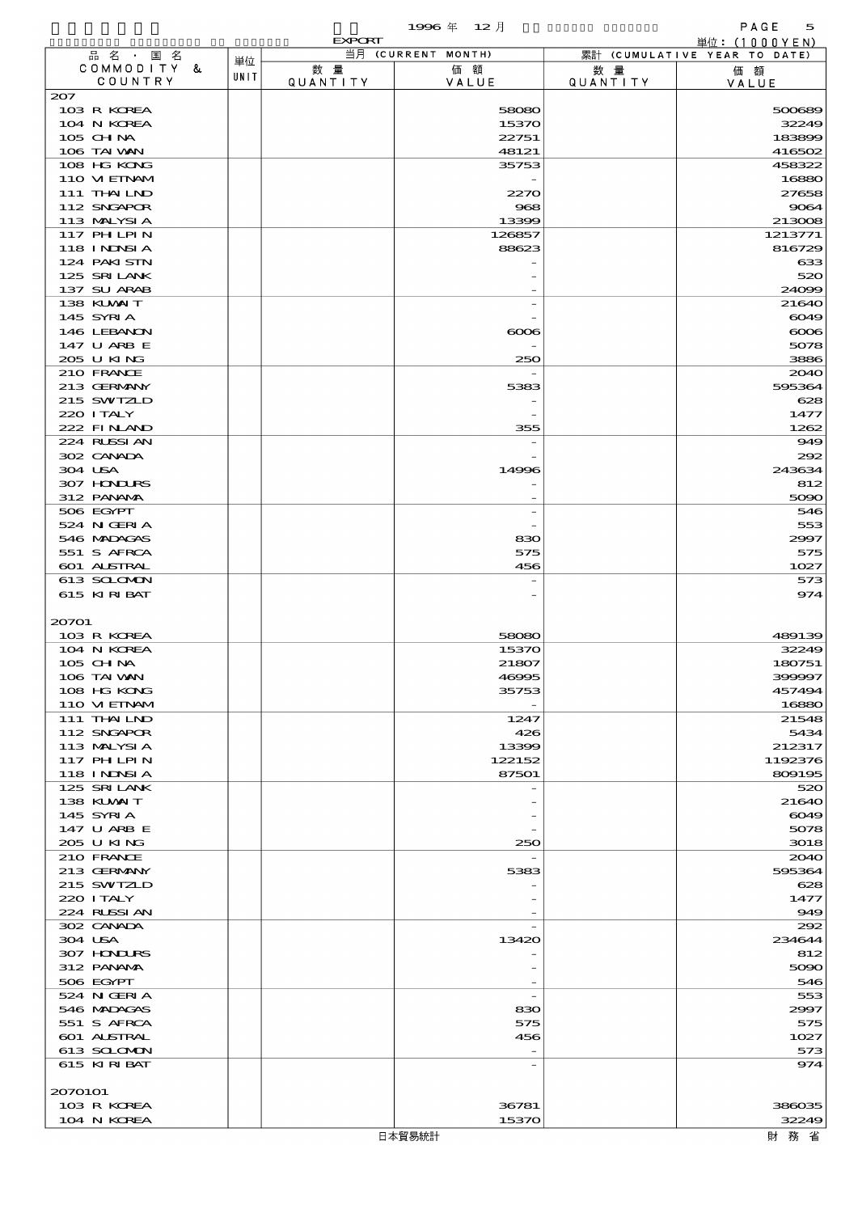EXPORT

1996 年 12 月

単位：(1000YEN)

| 品名・国名 COMMODITY & COUNTRY | 単位 UNIT | 当月 (CURRENT MONTH) 数量 QUANTITY | 価額 VALUE | 累計 (CUMULATIVE YEAR TO DATE) 数量 QUANTITY | 価額 VALUE |
|---|---|---|---|---|---|
| 207 | | | | | |
| 103 R KOREA | | | 58080 | | 500689 |
| 104 N KOREA | | | 15370 | | 32249 |
| 105 CHINA | | | 22751 | | 183899 |
| 106 TAIWAN | | | 48121 | | 416502 |
| 108 HG KONG | | | 35753 | | 458322 |
| 110 VIETNAM | | | - | | 16880 |
| 111 THAILND | | | 2270 | | 27658 |
| 112 SNGAPOR | | | 968 | | 9064 |
| 113 MALYSIA | | | 13399 | | 213008 |
| 117 PHLPIN | | | 126857 | | 1213771 |
| 118 INDNSIA | | | 88623 | | 816729 |
| 124 PAKISTN | | | - | | 633 |
| 125 SRILANK | | | - | | 520 |
| 137 SU ARAB | | | - | | 24099 |
| 138 KUWAIT | | | - | | 21640 |
| 145 SYRIA | | | - | | 6049 |
| 146 LEBANON | | | 6006 | | 6006 |
| 147 U ARB E | | | - | | 5078 |
| 205 U KING | | | 250 | | 3886 |
| 210 FRANCE | | | - | | 2040 |
| 213 GERMANY | | | 5383 | | 595364 |
| 215 SWITZLD | | | - | | 628 |
| 220 ITALY | | | - | | 1477 |
| 222 FINLAND | | | 355 | | 1262 |
| 224 RUSSIAN | | | - | | 949 |
| 302 CANADA | | | - | | 292 |
| 304 USA | | | 14996 | | 243634 |
| 307 HONDURS | | | - | | 812 |
| 312 PANAMA | | | - | | 5090 |
| 506 EGYPT | | | - | | 546 |
| 524 NIGERIA | | | - | | 553 |
| 546 MADAGAS | | | 830 | | 2997 |
| 551 S AFRCA | | | 575 | | 575 |
| 601 AUSTRAL | | | 456 | | 1027 |
| 613 SOLOMON | | | - | | 573 |
| 615 KIRIBAT | | | - | | 974 |
| 20701 | | | | | |
| 103 R KOREA | | | 58080 | | 489139 |
| 104 N KOREA | | | 15370 | | 32249 |
| 105 CHINA | | | 21807 | | 180751 |
| 106 TAIWAN | | | 46995 | | 399997 |
| 108 HG KONG | | | 35753 | | 457494 |
| 110 VIETNAM | | | - | | 16880 |
| 111 THAILND | | | 1247 | | 21548 |
| 112 SNGAPOR | | | 426 | | 5434 |
| 113 MALYSIA | | | 13399 | | 212317 |
| 117 PHLPIN | | | 122152 | | 1192376 |
| 118 INDNSIA | | | 87501 | | 809195 |
| 125 SRILANK | | | - | | 520 |
| 138 KUWAIT | | | - | | 21640 |
| 145 SYRIA | | | - | | 6049 |
| 147 U ARB E | | | - | | 5078 |
| 205 U KING | | | 250 | | 3018 |
| 210 FRANCE | | | - | | 2040 |
| 213 GERMANY | | | 5383 | | 595364 |
| 215 SWITZLD | | | - | | 628 |
| 220 ITALY | | | - | | 1477 |
| 224 RUSSIAN | | | - | | 949 |
| 302 CANADA | | | - | | 292 |
| 304 USA | | | 13420 | | 234644 |
| 307 HONDURS | | | - | | 812 |
| 312 PANAMA | | | - | | 5090 |
| 506 EGYPT | | | - | | 546 |
| 524 NIGERIA | | | - | | 553 |
| 546 MADAGAS | | | 830 | | 2997 |
| 551 S AFRCA | | | 575 | | 575 |
| 601 AUSTRAL | | | 456 | | 1027 |
| 613 SOLOMON | | | - | | 573 |
| 615 KIRIBAT | | | - | | 974 |
| 2070101 | | | | | |
| 103 R KOREA | | | 36781 | | 386035 |
| 104 N KOREA | | | 15370 | | 32249 |

日本貿易統計

財務省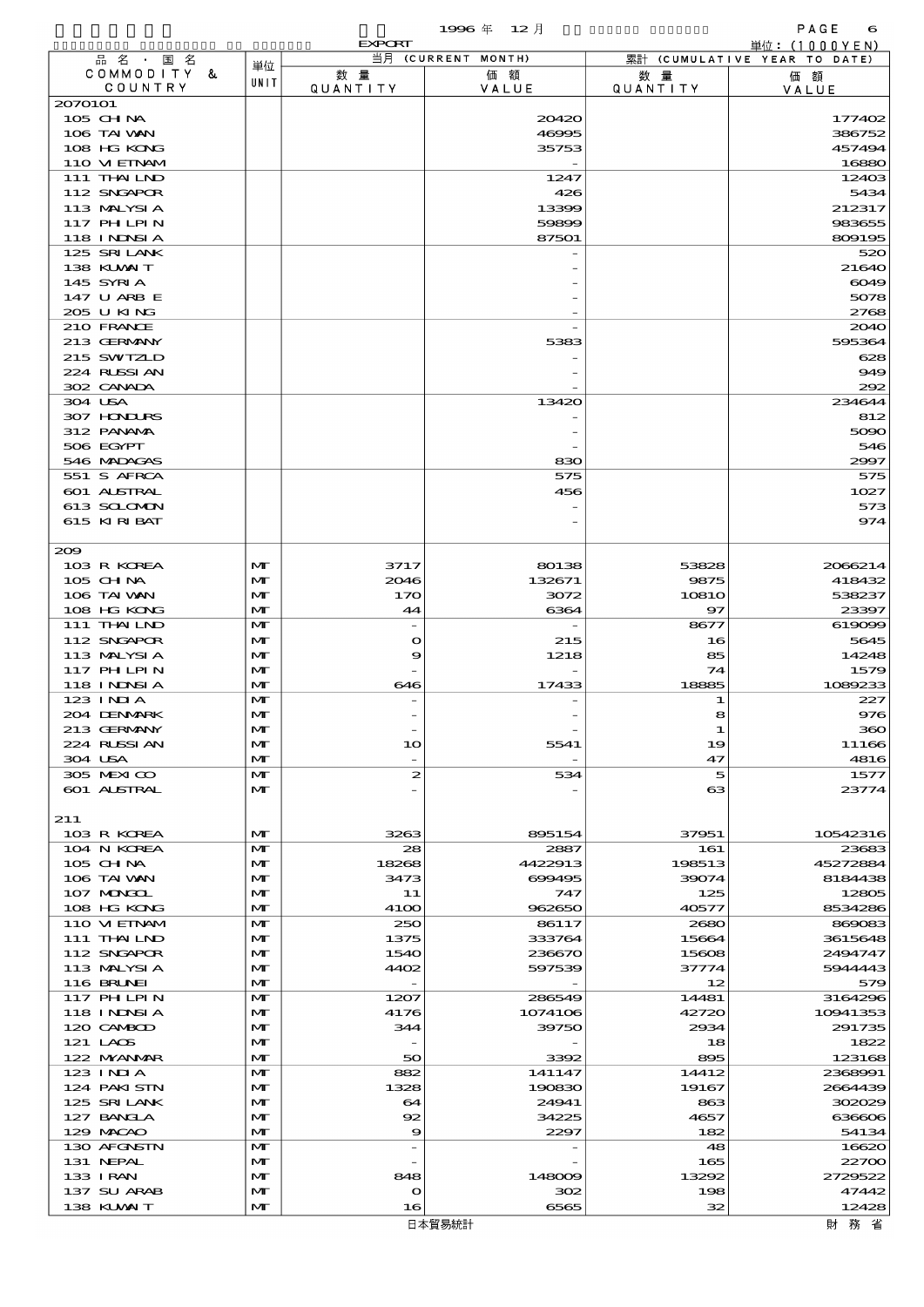EXPORT　1996 年 12 月

単位：(1000YEN)

| 品名・国名 COMMODITY & COUNTRY | 単位 UNIT | 当月 (CURRENT MONTH) 数量 QUANTITY | 価額 VALUE | 累計 (CUMULATIVE YEAR TO DATE) 数量 QUANTITY | 価額 VALUE |
|---|---|---|---|---|---|
| 2070101 | | | | | |
| 105 CHINA | | | 20420 | | 177402 |
| 106 TAIWAN | | | 46995 | | 386752 |
| 108 HG KONG | | | 35753 | | 457494 |
| 110 VIETNAM | | | - | | 16880 |
| 111 THAILND | | | 1247 | | 12403 |
| 112 SNGAPOR | | | 426 | | 5434 |
| 113 MALYSIA | | | 13399 | | 212317 |
| 117 PHILPIN | | | 59899 | | 983655 |
| 118 INDNSIA | | | 87501 | | 809195 |
| 125 SRI LANK | | | - | | 520 |
| 138 KUWAIT | | | - | | 21640 |
| 145 SYRIA | | | - | | 6049 |
| 147 U ARB E | | | - | | 5078 |
| 205 U KING | | | - | | 2768 |
| 210 FRANCE | | | - | | 2040 |
| 213 GERMANY | | | 5383 | | 595364 |
| 215 SWITZLD | | | - | | 628 |
| 224 RUSSIAN | | | - | | 949 |
| 302 CANADA | | | - | | 292 |
| 304 USA | | | 13420 | | 234644 |
| 307 HONDURS | | | - | | 812 |
| 312 PANAMA | | | - | | 5090 |
| 506 EGYPT | | | - | | 546 |
| 546 MADAGAS | | | 830 | | 2997 |
| 551 S AFRCA | | | 575 | | 575 |
| 601 AUSTRAL | | | 456 | | 1027 |
| 613 SOLOMON | | | - | | 573 |
| 615 KIRIBAT | | | - | | 974 |
| 209 | | | | | |
| 103 R KOREA | MT | 3717 | 80138 | 53828 | 2066214 |
| 105 CHINA | MT | 2046 | 132671 | 9875 | 418432 |
| 106 TAIWAN | MT | 170 | 3072 | 10810 | 538237 |
| 108 HG KONG | MT | 44 | 6364 | 97 | 23397 |
| 111 THAILND | MT | - | - | 8677 | 619099 |
| 112 SNGAPOR | MT | 0 | 215 | 16 | 5645 |
| 113 MALYSIA | MT | 9 | 1218 | 85 | 14248 |
| 117 PHILPIN | MT | - | - | 74 | 1579 |
| 118 INDNSIA | MT | 646 | 17433 | 18885 | 1089233 |
| 123 INDIA | MT | - | - | 1 | 227 |
| 204 DENMARK | MT | - | - | 8 | 976 |
| 213 GERMANY | MT | - | - | 1 | 360 |
| 224 RUSSIAN | MT | 10 | 5541 | 19 | 11166 |
| 304 USA | MT | - | - | 47 | 4816 |
| 305 MEXICO | MT | 2 | 534 | 5 | 1577 |
| 601 AUSTRAL | MT | - | - | 63 | 23774 |
| 211 | | | | | |
| 103 R KOREA | MT | 3263 | 895154 | 37951 | 10542316 |
| 104 N KOREA | MT | 28 | 2887 | 161 | 23683 |
| 105 CHINA | MT | 18268 | 4422913 | 198513 | 45272884 |
| 106 TAIWAN | MT | 3473 | 699495 | 39074 | 8184438 |
| 107 MONGOL | MT | 11 | 747 | 125 | 12805 |
| 108 HG KONG | MT | 4100 | 962650 | 40577 | 8534286 |
| 110 VIETNAM | MT | 250 | 86117 | 2680 | 869083 |
| 111 THAILND | MT | 1375 | 333764 | 15664 | 3615648 |
| 112 SNGAPOR | MT | 1540 | 236670 | 15608 | 2494747 |
| 113 MALYSIA | MT | 4402 | 597539 | 37774 | 5944443 |
| 116 BRUNEI | MT | - | - | 12 | 579 |
| 117 PHILPIN | MT | 1207 | 286549 | 14481 | 3164296 |
| 118 INDNSIA | MT | 4176 | 1074106 | 42720 | 10941353 |
| 120 CAMBOD | MT | 344 | 39750 | 2934 | 291735 |
| 121 LAOS | MT | - | - | 18 | 1822 |
| 122 MYANMAR | MT | 50 | 3392 | 895 | 123168 |
| 123 INDIA | MT | 882 | 141147 | 14412 | 2368991 |
| 124 PAKISTN | MT | 1328 | 190830 | 19167 | 2664439 |
| 125 SRI LANK | MT | 64 | 24941 | 863 | 302029 |
| 127 BANGLA | MT | 92 | 34225 | 4657 | 636606 |
| 129 MACAO | MT | 9 | 2297 | 182 | 54134 |
| 130 AFGNSTN | MT | - | - | 48 | 16620 |
| 131 NEPAL | MT | - | - | 165 | 22700 |
| 133 IRAN | MT | 848 | 148009 | 13292 | 2729522 |
| 137 SU ARAB | MT | 0 | 302 | 198 | 47442 |
| 138 KUWAIT | MT | 16 | 6565 | 32 | 12428 |

日本貿易統計　財務省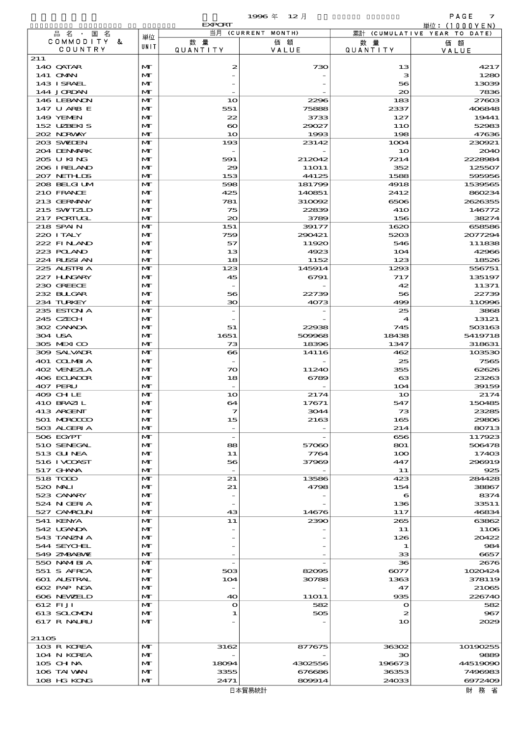1996 年 12 月

EXPORT

単位：(1000YEN)

| 品名・国名 COMMODITY & COUNTRY | 単位 UNIT | 当月 (CURRENT MONTH) 数量 QUANTITY | 価額 VALUE | 累計 (CUMULATIVE YEAR TO DATE) 数量 QUANTITY | 価額 VALUE |
|---|---|---|---|---|---|
| 211 | | | | | |
| 140 QATAR | MT | 2 | 730 | 13 | 4217 |
| 141 OMAN | MT | - | - | 3 | 1280 |
| 143 ISRAEL | MT | - | - | 56 | 13039 |
| 144 JORDAN | MT | - | - | 20 | 7836 |
| 146 LEBANON | MT | 10 | 2296 | 183 | 27603 |
| 147 U ARB E | MT | 551 | 75888 | 2337 | 406848 |
| 149 YEMEN | MT | 22 | 3733 | 127 | 19441 |
| 152 UZBEKIS | MT | 60 | 29027 | 110 | 52983 |
| 202 NORWAY | MT | 10 | 1993 | 198 | 47636 |
| 203 SWEDEN | MT | 193 | 23142 | 1004 | 230921 |
| 204 DENMARK | MT | - | - | 10 | 2040 |
| 205 U KING | MT | 591 | 212042 | 7214 | 2228984 |
| 206 IRELAND | MT | 29 | 11011 | 352 | 125507 |
| 207 NETHLDS | MT | 153 | 44125 | 1588 | 595956 |
| 208 BELGIUM | MT | 598 | 181799 | 4918 | 1539565 |
| 210 FRANCE | MT | 425 | 140851 | 2412 | 860234 |
| 213 GERMANY | MT | 781 | 310092 | 6506 | 2626355 |
| 215 SWITZLD | MT | 75 | 22839 | 410 | 146772 |
| 217 PORTUGL | MT | 20 | 3789 | 156 | 38274 |
| 218 SPAIN | MT | 151 | 39177 | 1620 | 658586 |
| 220 ITALY | MT | 759 | 290421 | 5203 | 2077294 |
| 222 FINLAND | MT | 57 | 11920 | 546 | 111838 |
| 223 POLAND | MT | 13 | 4923 | 104 | 42966 |
| 224 RUSSIAN | MT | 18 | 1152 | 123 | 18526 |
| 225 AUSTRIA | MT | 123 | 145914 | 1293 | 556751 |
| 227 HUNGARY | MT | 45 | 6791 | 717 | 135197 |
| 230 GREECE | MT | - | - | 42 | 11371 |
| 232 BULGAR | MT | 56 | 22739 | 56 | 22739 |
| 234 TURKEY | MT | 30 | 4073 | 499 | 110996 |
| 235 ESTONIA | MT | - | - | 25 | 3868 |
| 245 CZECH | MT | - | - | 4 | 13121 |
| 302 CANADA | MT | 51 | 22938 | 745 | 503163 |
| 304 USA | MT | 1651 | 509968 | 18438 | 5419718 |
| 305 MEXICO | MT | 73 | 18396 | 1347 | 318631 |
| 309 SALVADR | MT | 66 | 14116 | 462 | 103530 |
| 401 COLMBIA | MT | - | - | 25 | 7565 |
| 402 VENEZLA | MT | 70 | 11240 | 355 | 62626 |
| 406 ECUADOR | MT | 18 | 6789 | 63 | 23263 |
| 407 PERU | MT | - | - | 104 | 39159 |
| 409 CHILE | MT | 10 | 2174 | 10 | 2174 |
| 410 BRAZIL | MT | 64 | 17671 | 547 | 150485 |
| 413 ARGENT | MT | 7 | 3044 | 73 | 23285 |
| 501 MOROCCO | MT | 15 | 2163 | 165 | 29806 |
| 503 ALGERIA | MT | - | - | 214 | 80713 |
| 506 EGYPT | MT | - | - | 656 | 117923 |
| 510 SENEGAL | MT | 88 | 57060 | 801 | 506478 |
| 513 GUINEA | MT | 11 | 7764 | 100 | 17403 |
| 516 IVCOAST | MT | 56 | 37969 | 447 | 296919 |
| 517 GHANA | MT | - | - | 11 | 925 |
| 518 TOGO | MT | 21 | 13586 | 423 | 284428 |
| 520 MALI | MT | 21 | 4798 | 154 | 38867 |
| 523 CANARY | MT | - | - | 6 | 8374 |
| 524 NIGERIA | MT | - | - | 136 | 33511 |
| 527 CAMROUN | MT | 43 | 14676 | 117 | 46834 |
| 541 KENYA | MT | 11 | 2390 | 265 | 63862 |
| 542 UGANDA | MT | - | - | 11 | 1106 |
| 543 TANZNIA | MT | - | - | 126 | 20422 |
| 544 SEYCHEL | MT | - | - | 1 | 984 |
| 549 ZMBABWE | MT | - | - | 33 | 6657 |
| 550 NAMIBIA | MT | - | - | 36 | 2676 |
| 551 S AFRCA | MT | 503 | 82095 | 6077 | 1020424 |
| 601 AUSTRAL | MT | 104 | 30788 | 1363 | 378119 |
| 602 PAP NGA | MT | - | - | 47 | 21065 |
| 606 NEWZELD | MT | 40 | 11011 | 935 | 226740 |
| 612 FIJI | MT | 0 | 582 | 0 | 582 |
| 613 SOLOMON | MT | 1 | 505 | 2 | 967 |
| 617 R NAURU | MT | - | - | 10 | 2029 |
| 21105 | | | | | |
| 103 R KOREA | MT | 3162 | 877675 | 36302 | 10190255 |
| 104 N KOREA | MT | - | - | 30 | 9889 |
| 105 CHINA | MT | 18094 | 4302556 | 196673 | 44519090 |
| 106 TAIWAN | MT | 3355 | 676686 | 36353 | 7496983 |
| 108 HG KONG | MT | 2471 | 809914 | 24033 | 6972409 |

日本貿易統計　　財務省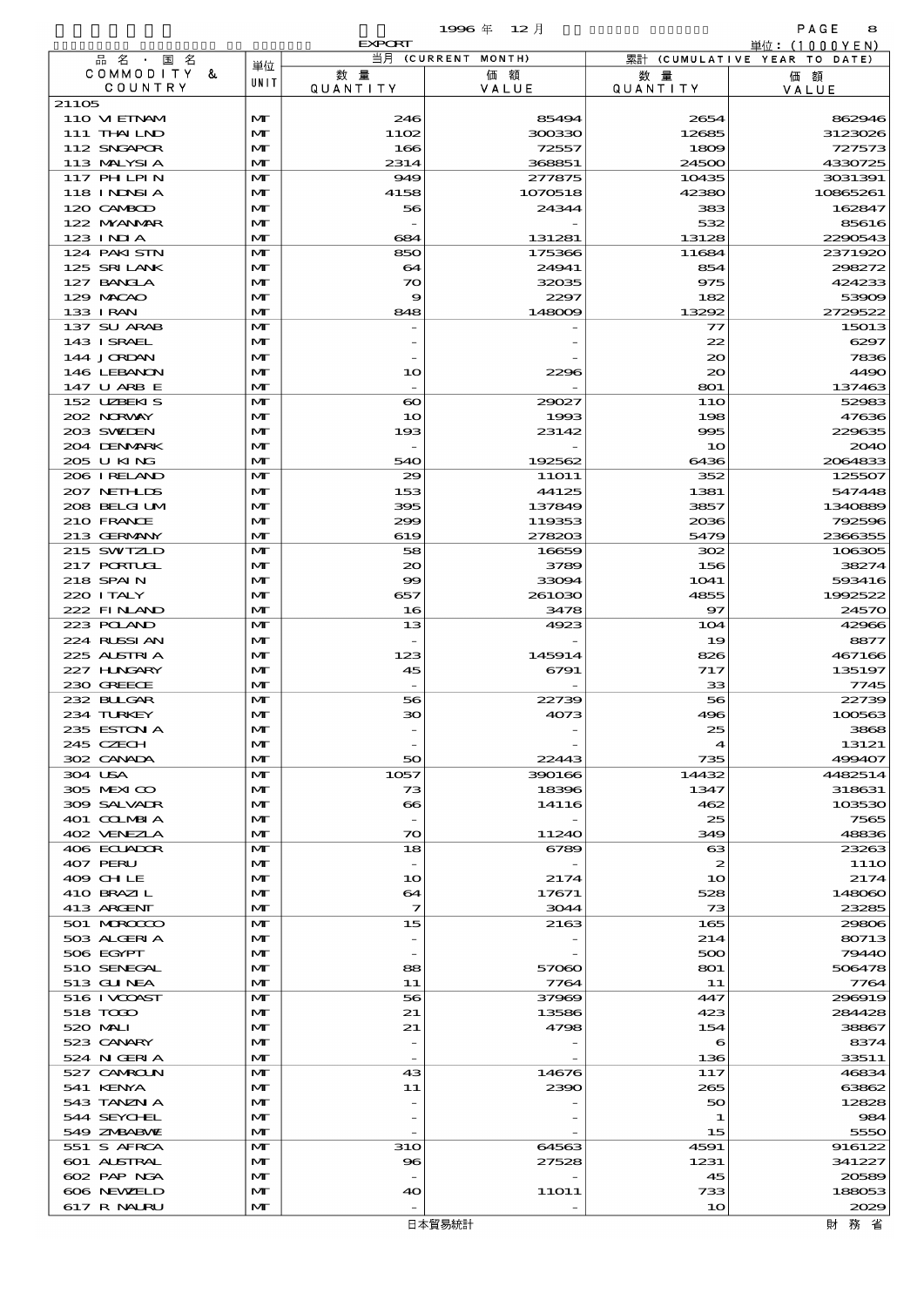1996 年 12 月

EXPORT

単位：(1000YEN)

| 品名・国名 COMMODITY & COUNTRY | 単位 UNIT | 当月 (CURRENT MONTH) 数量 QUANTITY | 価額 VALUE | 累計 (CUMULATIVE YEAR TO DATE) 数量 QUANTITY | 価額 VALUE |
|---|---|---|---|---|---|
| 21105 | | | | | |
| 110 VIETNAM | MT | 246 | 85494 | 2654 | 862946 |
| 111 THAILND | MT | 1102 | 300330 | 12685 | 3123026 |
| 112 SNGAPOR | MT | 166 | 72557 | 1809 | 727573 |
| 113 MALYSIA | MT | 2314 | 368851 | 24500 | 4330725 |
| 117 PHILPIN | MT | 949 | 277875 | 10435 | 3031391 |
| 118 INDNSIA | MT | 4158 | 1070518 | 42380 | 10865261 |
| 120 CAMBOD | MT | 56 | 24344 | 383 | 162847 |
| 122 MYANMAR | MT | - | - | 532 | 85616 |
| 123 INDIA | MT | 684 | 131281 | 13128 | 2290543 |
| 124 PAKISTN | MT | 850 | 175366 | 11684 | 2371920 |
| 125 SRILANK | MT | 64 | 24941 | 854 | 298272 |
| 127 BANGLA | MT | 70 | 32035 | 975 | 424233 |
| 129 MACAO | MT | 9 | 2297 | 182 | 53909 |
| 133 IRAN | MT | 848 | 148009 | 13292 | 2729522 |
| 137 SU ARAB | MT | - | - | 77 | 15013 |
| 143 ISRAEL | MT | - | - | 22 | 6297 |
| 144 JORDAN | MT | - | - | 20 | 7836 |
| 146 LEBANON | MT | 10 | 2296 | 20 | 4490 |
| 147 U ARB E | MT | - | - | 801 | 137463 |
| 152 UZBEKIS | MT | 60 | 29027 | 110 | 52983 |
| 202 NORWAY | MT | 10 | 1993 | 198 | 47636 |
| 203 SWEDEN | MT | 193 | 23142 | 995 | 229635 |
| 204 DENMARK | MT | - | - | 10 | 2040 |
| 205 U KING | MT | 540 | 192562 | 6436 | 2064833 |
| 206 IRELAND | MT | 29 | 11011 | 352 | 125507 |
| 207 NETHLDS | MT | 153 | 44125 | 1381 | 547448 |
| 208 BELGIUM | MT | 395 | 137849 | 3857 | 1340889 |
| 210 FRANCE | MT | 299 | 119353 | 2036 | 792596 |
| 213 GERMANY | MT | 619 | 278203 | 5479 | 2366355 |
| 215 SWITZLD | MT | 58 | 16659 | 302 | 106305 |
| 217 PORTUGL | MT | 20 | 3789 | 156 | 38274 |
| 218 SPAIN | MT | 99 | 33094 | 1041 | 593416 |
| 220 ITALY | MT | 657 | 261030 | 4855 | 1992522 |
| 222 FINLAND | MT | 16 | 3478 | 97 | 24570 |
| 223 POLAND | MT | 13 | 4923 | 104 | 42966 |
| 224 RUSSIAN | MT | - | - | 19 | 8877 |
| 225 AUSTRIA | MT | 123 | 145914 | 826 | 467166 |
| 227 HUNGARY | MT | 45 | 6791 | 717 | 135197 |
| 230 GREECE | MT | - | - | 33 | 7745 |
| 232 BULGAR | MT | 56 | 22739 | 56 | 22739 |
| 234 TURKEY | MT | 30 | 4073 | 496 | 100563 |
| 235 ESTONIA | MT | - | - | 25 | 3868 |
| 245 CZECH | MT | - | - | 4 | 13121 |
| 302 CANADA | MT | 50 | 22443 | 735 | 499407 |
| 304 USA | MT | 1057 | 390166 | 14432 | 4482514 |
| 305 MEXICO | MT | 73 | 18396 | 1347 | 318631 |
| 309 SALVADR | MT | 66 | 14116 | 462 | 103530 |
| 401 COLMBIA | MT | - | - | 25 | 7565 |
| 402 VENEZLA | MT | 70 | 11240 | 349 | 48836 |
| 406 ECUADOR | MT | 18 | 6789 | 63 | 23263 |
| 407 PERU | MT | - | - | 2 | 1110 |
| 409 CHILE | MT | 10 | 2174 | 10 | 2174 |
| 410 BRAZIL | MT | 64 | 17671 | 528 | 148060 |
| 413 ARGENT | MT | 7 | 3044 | 73 | 23285 |
| 501 MOROCCO | MT | 15 | 2163 | 165 | 29806 |
| 503 ALGERIA | MT | - | - | 214 | 80713 |
| 506 EGYPT | MT | - | - | 500 | 79440 |
| 510 SENEGAL | MT | 88 | 57060 | 801 | 506478 |
| 513 GUINEA | MT | 11 | 7764 | 11 | 7764 |
| 516 IVCOAST | MT | 56 | 37969 | 447 | 296919 |
| 518 TOGO | MT | 21 | 13586 | 423 | 284428 |
| 520 MALI | MT | 21 | 4798 | 154 | 38867 |
| 523 CANARY | MT | - | - | 6 | 8374 |
| 524 NIGERIA | MT | - | - | 136 | 33511 |
| 527 CAMROUN | MT | 43 | 14676 | 117 | 46834 |
| 541 KENYA | MT | 11 | 2390 | 265 | 63862 |
| 543 TANZNIA | MT | - | - | 50 | 12828 |
| 544 SEYCHEL | MT | - | - | 1 | 984 |
| 549 ZMBABWE | MT | - | - | 15 | 5550 |
| 551 S AFRCA | MT | 310 | 64563 | 4591 | 916122 |
| 601 AUSTRAL | MT | 96 | 27528 | 1231 | 341227 |
| 602 PAP NGA | MT | - | - | 45 | 20589 |
| 606 NEWZELD | MT | 40 | 11011 | 733 | 188053 |
| 617 R NAURU | MT | - | - | 10 | 2029 |

日本貿易統計　　財務省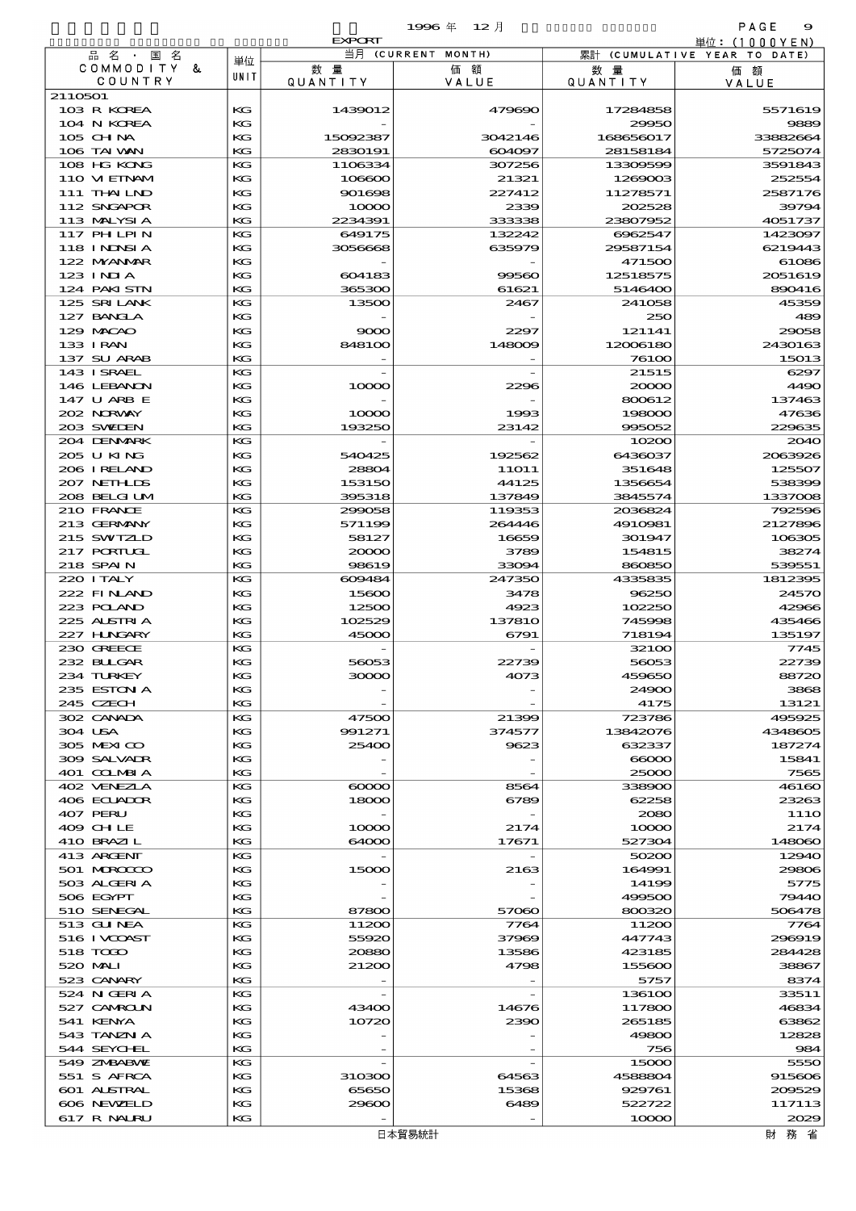EXPORT

1996 年 12 月

単位：(1000YEN)

| 品名・国名 COMMODITY & COUNTRY | 単位 UNIT | 当月 (CURRENT MONTH) 数量 QUANTITY | 価額 VALUE | 累計 (CUMULATIVE YEAR TO DATE) 数量 QUANTITY | 価額 VALUE |
|---|---|---|---|---|---|
| 2110501 | | | | | |
| 103 R KOREA | KG | 1439012 | 479690 | 17284858 | 5571619 |
| 104 N KOREA | KG | - | - | 29950 | 9889 |
| 105 CHINA | KG | 15092387 | 3042146 | 168656017 | 33882664 |
| 106 TAIWAN | KG | 2830191 | 604097 | 28158184 | 5725074 |
| 108 HG KONG | KG | 1106334 | 307256 | 13309599 | 3591843 |
| 110 VIETNAM | KG | 106600 | 21321 | 1269003 | 252554 |
| 111 THAILND | KG | 901698 | 227412 | 11278571 | 2587176 |
| 112 SNGAPOR | KG | 10000 | 2339 | 202528 | 39794 |
| 113 MALYSIA | KG | 2234391 | 333338 | 23807952 | 4051737 |
| 117 PHILPIN | KG | 649175 | 132242 | 6962547 | 1423097 |
| 118 INDNSIA | KG | 3056668 | 635979 | 29587154 | 6219443 |
| 122 MYANMAR | KG | - | - | 471500 | 61086 |
| 123 INDIA | KG | 604183 | 99560 | 12518575 | 2051619 |
| 124 PAKISTN | KG | 365300 | 61621 | 5146400 | 890416 |
| 125 SRI LANK | KG | 13500 | 2467 | 241058 | 45359 |
| 127 BANGLA | KG | - | - | 250 | 489 |
| 129 MACAO | KG | 9000 | 2297 | 121141 | 29058 |
| 133 IRAN | KG | 848100 | 148009 | 12006180 | 2430163 |
| 137 SU ARAB | KG | - | - | 76100 | 15013 |
| 143 ISRAEL | KG | - | - | 21515 | 6297 |
| 146 LEBANON | KG | 10000 | 2296 | 20000 | 4490 |
| 147 U ARB E | KG | - | - | 800612 | 137463 |
| 202 NORWAY | KG | 10000 | 1993 | 198000 | 47636 |
| 203 SWEDEN | KG | 193250 | 23142 | 995052 | 229635 |
| 204 DENMARK | KG | - | - | 10200 | 2040 |
| 205 U KING | KG | 540425 | 192562 | 6436037 | 2063926 |
| 206 IRELAND | KG | 28804 | 11011 | 351648 | 125507 |
| 207 NETHLDS | KG | 153150 | 44125 | 1356654 | 538399 |
| 208 BELGIUM | KG | 395318 | 137849 | 3845574 | 1337008 |
| 210 FRANCE | KG | 299058 | 119353 | 2036824 | 792596 |
| 213 GERMANY | KG | 571199 | 264446 | 4910981 | 2127896 |
| 215 SWITZLD | KG | 58127 | 16659 | 301947 | 106305 |
| 217 PORTUGL | KG | 20000 | 3789 | 154815 | 38274 |
| 218 SPAIN | KG | 98619 | 33094 | 860850 | 539551 |
| 220 ITALY | KG | 609484 | 247350 | 4335835 | 1812395 |
| 222 FINLAND | KG | 15600 | 3478 | 96250 | 24570 |
| 223 POLAND | KG | 12500 | 4923 | 102250 | 42966 |
| 225 AUSTRIA | KG | 102529 | 137810 | 745998 | 435466 |
| 227 HUNGARY | KG | 45000 | 6791 | 718194 | 135197 |
| 230 GREECE | KG | - | - | 32100 | 7745 |
| 232 BULGAR | KG | 56053 | 22739 | 56053 | 22739 |
| 234 TURKEY | KG | 30000 | 4073 | 459650 | 88720 |
| 235 ESTONIA | KG | - | - | 24900 | 3868 |
| 245 CZECH | KG | - | - | 4175 | 13121 |
| 302 CANADA | KG | 47500 | 21399 | 723786 | 495925 |
| 304 USA | KG | 991271 | 374577 | 13842076 | 4348605 |
| 305 MEXICO | KG | 25400 | 9623 | 632337 | 187274 |
| 309 SALVADR | KG | - | - | 66000 | 15841 |
| 401 COLMBIA | KG | - | - | 25000 | 7565 |
| 402 VENEZLA | KG | 60000 | 8564 | 338900 | 46160 |
| 406 ECUADOR | KG | 18000 | 6789 | 62258 | 23263 |
| 407 PERU | KG | - | - | 2080 | 1110 |
| 409 CHILE | KG | 10000 | 2174 | 10000 | 2174 |
| 410 BRAZIL | KG | 64000 | 17671 | 527304 | 148060 |
| 413 ARGENT | KG | - | - | 50200 | 12940 |
| 501 MOROCCO | KG | 15000 | 2163 | 164991 | 29806 |
| 503 ALGERIA | KG | - | - | 14199 | 5775 |
| 506 EGYPT | KG | - | - | 499500 | 79440 |
| 510 SENEGAL | KG | 87800 | 57060 | 800320 | 506478 |
| 513 GUINEA | KG | 11200 | 7764 | 11200 | 7764 |
| 516 IVCOAST | KG | 55920 | 37969 | 447743 | 296919 |
| 518 TOGO | KG | 20880 | 13586 | 423185 | 284428 |
| 520 MALI | KG | 21200 | 4798 | 155600 | 38867 |
| 523 CANARY | KG | - | - | 5757 | 8374 |
| 524 NIGERIA | KG | - | - | 136100 | 33511 |
| 527 CAMROUN | KG | 43400 | 14676 | 117800 | 46834 |
| 541 KENYA | KG | 10720 | 2390 | 265185 | 63862 |
| 543 TANZNIA | KG | - | - | 49800 | 12828 |
| 544 SEYCHEL | KG | - | - | 756 | 984 |
| 549 ZMBABWE | KG | - | - | 15000 | 5550 |
| 551 S AFRCA | KG | 310300 | 64563 | 4588804 | 915606 |
| 601 AUSTRAL | KG | 65650 | 15368 | 929761 | 209529 |
| 606 NEWZELD | KG | 29600 | 6489 | 522722 | 117113 |
| 617 R NAURU | KG | - | - | 10000 | 2029 |

日本貿易統計　　財務省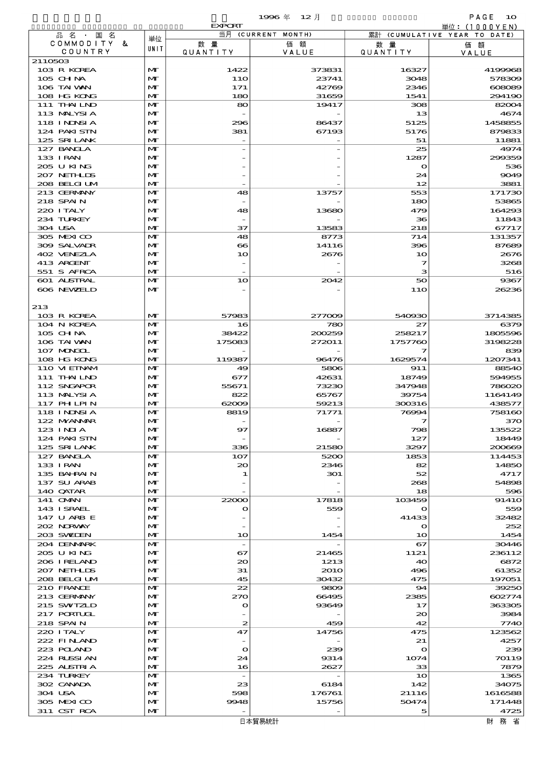EXPORT

1996 年 12 月

単位：(1000YEN)

| 品名・国名 COMMODITY & COUNTRY | 単位 UNIT | 当月 (CURRENT MONTH) 数量 QUANTITY | 価額 VALUE | 累計 (CUMULATIVE YEAR TO DATE) 数量 QUANTITY | 価額 VALUE |
|---|---|---|---|---|---|
| 2110503 | | | | | |
| 103 R KOREA | MT | 1422 | 373831 | 16327 | 4199968 |
| 105 CHINA | MT | 110 | 23741 | 3048 | 578309 |
| 106 TAIWAN | MT | 171 | 42769 | 2346 | 608089 |
| 108 HG KONG | MT | 180 | 31659 | 1541 | 294190 |
| 111 THAILND | MT | 80 | 19417 | 308 | 82004 |
| 113 MALYSIA | MT | - | - | 13 | 4674 |
| 118 INDNSIA | MT | 296 | 86437 | 5125 | 1458855 |
| 124 PAKISTN | MT | 381 | 67193 | 5176 | 879833 |
| 125 SRILANK | MT | - | - | 51 | 11881 |
| 127 BANGLA | MT | - | - | 25 | 4974 |
| 133 IRAN | MT | - | - | 1287 | 299359 |
| 205 U KING | MT | - | - | 0 | 536 |
| 207 NETHLDS | MT | - | - | 24 | 9049 |
| 208 BELGIUM | MT | - | - | 12 | 3881 |
| 213 GERMANY | MT | 48 | 13757 | 553 | 171730 |
| 218 SPAIN | MT | - | - | 180 | 53865 |
| 220 ITALY | MT | 48 | 13680 | 479 | 164293 |
| 234 TURKEY | MT | - | - | 36 | 11843 |
| 304 USA | MT | 37 | 13583 | 218 | 67717 |
| 305 MEXICO | MT | 48 | 8773 | 714 | 131357 |
| 309 SALVADR | MT | 66 | 14116 | 396 | 87689 |
| 402 VENEZLA | MT | 10 | 2676 | 10 | 2676 |
| 413 ARGENT | MT | - | - | 7 | 3268 |
| 551 S AFRCA | MT | - | - | 3 | 516 |
| 601 AUSTRAL | MT | 10 | 2042 | 50 | 9367 |
| 606 NEWZELD | MT | - | - | 110 | 26236 |
| 213 | | | | | |
| 103 R KOREA | MT | 57983 | 277009 | 540930 | 3714385 |
| 104 N KOREA | MT | 16 | 780 | 27 | 6379 |
| 105 CHINA | MT | 38422 | 200259 | 258217 | 1805596 |
| 106 TAIWAN | MT | 175083 | 272011 | 1757760 | 3198228 |
| 107 MONGOL | MT | - | - | 7 | 839 |
| 108 HG KONG | MT | 119387 | 96476 | 1629574 | 1207341 |
| 110 VIETNAM | MT | 49 | 5806 | 911 | 88540 |
| 111 THAILND | MT | 677 | 42631 | 18749 | 594955 |
| 112 SNGAPOR | MT | 55671 | 73230 | 347948 | 786020 |
| 113 MALYSIA | MT | 822 | 65767 | 39754 | 1164149 |
| 117 PHILPIN | MT | 62009 | 59213 | 300316 | 438577 |
| 118 INDNSIA | MT | 8819 | 71771 | 76994 | 758160 |
| 122 MYANMAR | MT | - | - | 7 | 370 |
| 123 INDIA | MT | 97 | 16887 | 798 | 135522 |
| 124 PAKISTN | MT | - | - | 127 | 18449 |
| 125 SRILANK | MT | 336 | 21580 | 3297 | 200669 |
| 127 BANGLA | MT | 107 | 5200 | 1853 | 114453 |
| 133 IRAN | MT | 20 | 2346 | 82 | 14850 |
| 135 BAHRAIN | MT | 1 | 301 | 52 | 4717 |
| 137 SU ARAB | MT | - | - | 268 | 54898 |
| 140 QATAR | MT | - | - | 18 | 596 |
| 141 OMAN | MT | 22000 | 17818 | 103459 | 91410 |
| 143 ISRAEL | MT | 0 | 559 | 0 | 559 |
| 147 U ARB E | MT | - | - | 41433 | 32482 |
| 202 NORWAY | MT | - | - | 0 | 252 |
| 203 SWEDEN | MT | 10 | 1454 | 10 | 1454 |
| 204 DENMARK | MT | - | - | 67 | 30446 |
| 205 U KING | MT | 67 | 21465 | 1121 | 236112 |
| 206 IRELAND | MT | 20 | 1213 | 40 | 6872 |
| 207 NETHLDS | MT | 31 | 2010 | 496 | 61352 |
| 208 BELGIUM | MT | 45 | 30432 | 475 | 197051 |
| 210 FRANCE | MT | 22 | 9809 | 94 | 39250 |
| 213 GERMANY | MT | 270 | 66495 | 2385 | 602774 |
| 215 SWTZLD | MT | 0 | 93649 | 17 | 363305 |
| 217 PORTUGL | MT | - | - | 20 | 3984 |
| 218 SPAIN | MT | 2 | 459 | 42 | 7740 |
| 220 ITALY | MT | 47 | 14756 | 475 | 123562 |
| 222 FINLAND | MT | - | - | 21 | 4257 |
| 223 POLAND | MT | 0 | 239 | 0 | 239 |
| 224 RUSSIAN | MT | 24 | 9314 | 1074 | 70119 |
| 225 AUSTRIA | MT | 16 | 2627 | 33 | 7879 |
| 234 TURKEY | MT | - | - | 10 | 1365 |
| 302 CANADA | MT | 23 | 6184 | 142 | 34075 |
| 304 USA | MT | 598 | 176761 | 21116 | 1616588 |
| 305 MEXICO | MT | 9948 | 15756 | 50474 | 171448 |
| 311 CST RCA | MT | - | - | 5 | 4725 |

日本貿易統計　　財務省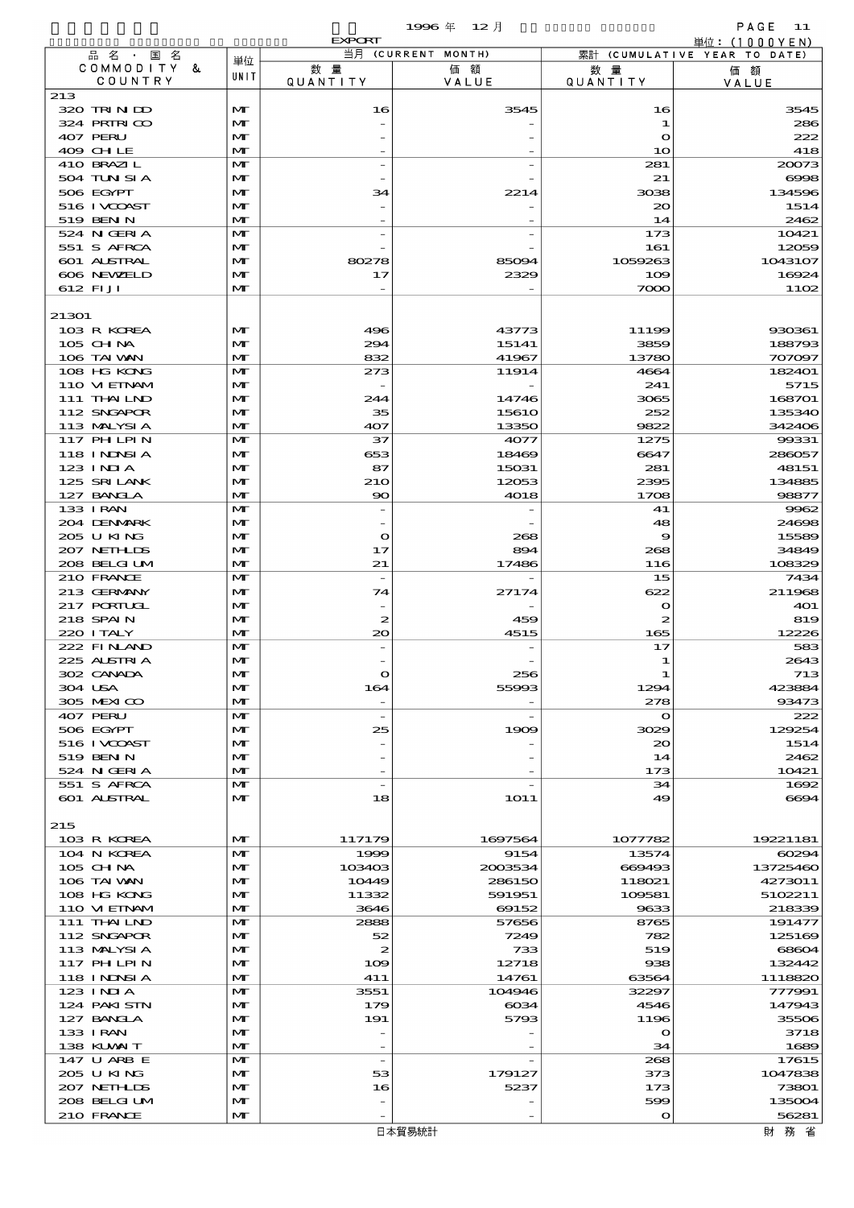EXPORT　1996 年 12 月

単位：(1000YEN)

| 品名・国名 COMMODITY & COUNTRY | 単位 UNIT | 当月 (CURRENT MONTH) 数量 QUANTITY | 価額 VALUE | 累計 (CUMULATIVE YEAR TO DATE) 数量 QUANTITY | 価額 VALUE |
|---|---|---|---|---|---|
| 213 | | | | | |
| 320 TRINIDD | MT | 16 | 3545 | 16 | 3545 |
| 324 PRTRICO | MT | - | - | 1 | 286 |
| 407 PERU | MT | - | - | 0 | 222 |
| 409 CHILE | MT | - | - | 10 | 418 |
| 410 BRAZIL | MT | - | - | 281 | 20073 |
| 504 TUNISIA | MT | - | - | 21 | 6998 |
| 506 EGYPT | MT | 34 | 2214 | 3038 | 134596 |
| 516 IVCOAST | MT | - | - | 20 | 1514 |
| 519 BENIN | MT | - | - | 14 | 2462 |
| 524 NIGERIA | MT | - | - | 173 | 10421 |
| 551 S AFRCA | MT | - | - | 161 | 12059 |
| 601 AUSTRAL | MT | 80278 | 85094 | 1059263 | 1043107 |
| 606 NEWZELD | MT | 17 | 2329 | 109 | 16924 |
| 612 FIJI | MT | - | - | 7000 | 1102 |
| 21301 | | | | | |
| 103 R KOREA | MT | 496 | 43773 | 11199 | 930361 |
| 105 CHINA | MT | 294 | 15141 | 3859 | 188793 |
| 106 TAIWAN | MT | 832 | 41967 | 13780 | 707097 |
| 108 HG KONG | MT | 273 | 11914 | 4664 | 182401 |
| 110 VIETNAM | MT | - | - | 241 | 5715 |
| 111 THAILND | MT | 244 | 14746 | 3065 | 168701 |
| 112 SNGAPOR | MT | 35 | 15610 | 252 | 135340 |
| 113 MALYSIA | MT | 407 | 13350 | 9822 | 342406 |
| 117 PHILPIN | MT | 37 | 4077 | 1275 | 99331 |
| 118 INDNSIA | MT | 653 | 18469 | 6647 | 286057 |
| 123 INDIA | MT | 87 | 15031 | 281 | 48151 |
| 125 SRILANK | MT | 210 | 12053 | 2395 | 134885 |
| 127 BANGLA | MT | 90 | 4018 | 1708 | 98877 |
| 133 IRAN | MT | - | - | 41 | 9962 |
| 204 DENMARK | MT | - | - | 48 | 24698 |
| 205 U KING | MT | 0 | 268 | 9 | 15589 |
| 207 NETHLDS | MT | 17 | 894 | 268 | 34849 |
| 208 BELGIUM | MT | 21 | 17486 | 116 | 108329 |
| 210 FRANCE | MT | - | - | 15 | 7434 |
| 213 GERMANY | MT | 74 | 27174 | 622 | 211968 |
| 217 PORTUGL | MT | - | - | 0 | 401 |
| 218 SPAIN | MT | 2 | 459 | 2 | 819 |
| 220 ITALY | MT | 20 | 4515 | 165 | 12226 |
| 222 FINLAND | MT | - | - | 17 | 583 |
| 225 AUSTRIA | MT | - | - | 1 | 2643 |
| 302 CANADA | MT | 0 | 256 | 1 | 713 |
| 304 USA | MT | 164 | 55993 | 1294 | 423884 |
| 305 MEXICO | MT | - | - | 278 | 93473 |
| 407 PERU | MT | - | - | 0 | 222 |
| 506 EGYPT | MT | 25 | 1909 | 3029 | 129254 |
| 516 IVCOAST | MT | - | - | 20 | 1514 |
| 519 BENIN | MT | - | - | 14 | 2462 |
| 524 NIGERIA | MT | - | - | 173 | 10421 |
| 551 S AFRCA | MT | - | - | 34 | 1692 |
| 601 AUSTRAL | MT | 18 | 1011 | 49 | 6694 |
| 215 | | | | | |
| 103 R KOREA | MT | 117179 | 1697564 | 1077782 | 19221181 |
| 104 N KOREA | MT | 1999 | 9154 | 13574 | 60294 |
| 105 CHINA | MT | 103403 | 2003534 | 669493 | 13725460 |
| 106 TAIWAN | MT | 10449 | 286150 | 118021 | 4273011 |
| 108 HG KONG | MT | 11332 | 591951 | 109581 | 5102211 |
| 110 VIETNAM | MT | 3646 | 69152 | 9633 | 218339 |
| 111 THAILND | MT | 2888 | 57656 | 8765 | 191477 |
| 112 SNGAPOR | MT | 52 | 7249 | 782 | 125169 |
| 113 MALYSIA | MT | 2 | 733 | 519 | 68604 |
| 117 PHILPIN | MT | 109 | 12718 | 938 | 132442 |
| 118 INDNSIA | MT | 411 | 14761 | 63564 | 1118820 |
| 123 INDIA | MT | 3551 | 104946 | 32297 | 777991 |
| 124 PAKISTN | MT | 179 | 6034 | 4546 | 147943 |
| 127 BANGLA | MT | 191 | 5793 | 1196 | 35506 |
| 133 IRAN | MT | - | - | 0 | 3718 |
| 138 KUWAIT | MT | - | - | 34 | 1689 |
| 147 U ARB E | MT | - | - | 268 | 17615 |
| 205 U KING | MT | 53 | 179127 | 373 | 1047838 |
| 207 NETHLDS | MT | 16 | 5237 | 173 | 73801 |
| 208 BELGIUM | MT | - | - | 599 | 135004 |
| 210 FRANCE | MT | - | - | 0 | 56281 |

日本貿易統計　財務省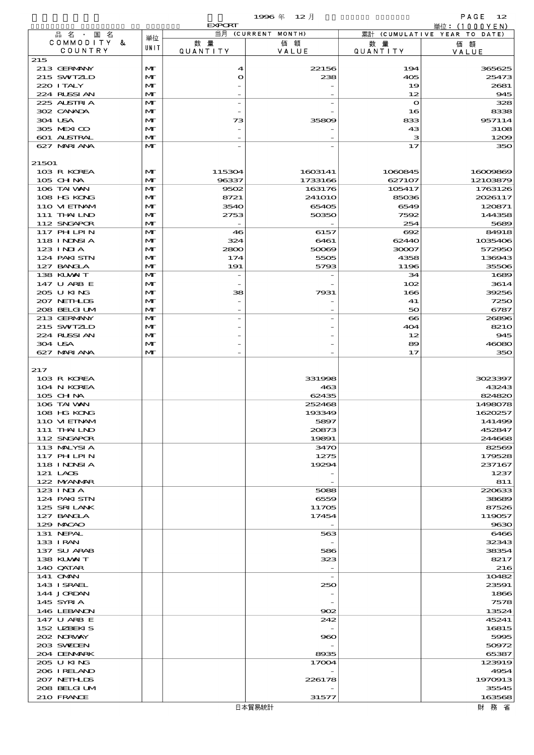EXPORT 1996 年 12 月

単位：(1000YEN)

| 品名・国名 COMMODITY & COUNTRY | 単位 UNIT | 当月 (CURRENT MONTH) 数量 QUANTITY | 価額 VALUE | 累計 (CUMULATIVE YEAR TO DATE) 数量 QUANTITY | 価額 VALUE |
|---|---|---|---|---|---|
| 215 | | | | | |
| 213 GERMANY | MT | 4 | 22156 | 194 | 365625 |
| 215 SWTZLD | MT | 0 | 238 | 405 | 25473 |
| 220 ITALY | MT | - | - | 19 | 2681 |
| 224 RUSSIAN | MT | - | - | 12 | 945 |
| 225 AUSTRIA | MT | - | - | 0 | 328 |
| 302 CANADA | MT | - | - | 16 | 8338 |
| 304 USA | MT | 73 | 35809 | 833 | 957114 |
| 305 MEXICO | MT | - | - | 43 | 3108 |
| 601 AUSTRAL | MT | - | - | 3 | 1209 |
| 627 MARIANA | MT | - | - | 17 | 350 |
| 21501 | | | | | |
| 103 R KOREA | MT | 115304 | 1603141 | 1060845 | 16009869 |
| 105 CHINA | MT | 96337 | 1733166 | 627107 | 12103879 |
| 106 TAIWAN | MT | 9502 | 163176 | 105417 | 1763126 |
| 108 HG KONG | MT | 8721 | 241010 | 85036 | 2026117 |
| 110 VIETNAM | MT | 3540 | 65405 | 6549 | 120871 |
| 111 THAILND | MT | 2753 | 50350 | 7592 | 144358 |
| 112 SNGAPOR | MT | - | - | 254 | 5689 |
| 117 PHILPIN | MT | 46 | 6157 | 692 | 84918 |
| 118 INDNSIA | MT | 324 | 6461 | 62440 | 1035406 |
| 123 INDIA | MT | 2800 | 50069 | 30007 | 572950 |
| 124 PAKISTN | MT | 174 | 5505 | 4358 | 136943 |
| 127 BANGLA | MT | 191 | 5793 | 1196 | 35506 |
| 138 KUWAIT | MT | - | - | 34 | 1689 |
| 147 U ARB E | MT | - | - | 102 | 3614 |
| 205 U KING | MT | 38 | 7931 | 166 | 39256 |
| 207 NETHLDS | MT | - | - | 41 | 7250 |
| 208 BELGIUM | MT | - | - | 50 | 6787 |
| 213 GERMANY | MT | - | - | 66 | 26896 |
| 215 SWTZLD | MT | - | - | 404 | 8210 |
| 224 RUSSIAN | MT | - | - | 12 | 945 |
| 304 USA | MT | - | - | 89 | 46080 |
| 627 MARIANA | MT | - | - | 17 | 350 |
| 217 | | | | | |
| 103 R KOREA | | | 331998 | | 3023397 |
| 104 N KOREA | | | 463 | | 43243 |
| 105 CHINA | | | 62435 | | 824820 |
| 106 TAIWAN | | | 252468 | | 1498078 |
| 108 HG KONG | | | 193349 | | 1620257 |
| 110 VIETNAM | | | 5897 | | 141499 |
| 111 THAILND | | | 20873 | | 452847 |
| 112 SNGAPOR | | | 19891 | | 244668 |
| 113 MALYSIA | | | 3470 | | 82569 |
| 117 PHILPIN | | | 1275 | | 179528 |
| 118 INDNSIA | | | 19294 | | 237167 |
| 121 LAOS | | | - | | 1237 |
| 122 MYANMAR | | | - | | 811 |
| 123 INDIA | | | 5088 | | 220633 |
| 124 PAKISTN | | | 6559 | | 38689 |
| 125 SRI LANK | | | 11705 | | 87526 |
| 127 BANGLA | | | 17454 | | 119057 |
| 129 MACAO | | | - | | 9630 |
| 131 NEPAL | | | 563 | | 6466 |
| 133 IRAN | | | - | | 32343 |
| 137 SU ARAB | | | 586 | | 38354 |
| 138 KUWAIT | | | 323 | | 8217 |
| 140 QATAR | | | - | | 216 |
| 141 OMAN | | | - | | 10482 |
| 143 ISRAEL | | | 250 | | 23591 |
| 144 JORDAN | | | - | | 1866 |
| 145 SYRIA | | | - | | 7578 |
| 146 LEBANON | | | 902 | | 13524 |
| 147 U ARB E | | | 242 | | 45241 |
| 152 UZBEKIS | | | - | | 16815 |
| 202 NORWAY | | | 960 | | 5995 |
| 203 SWEDEN | | | - | | 50972 |
| 204 DENMARK | | | 8935 | | 65387 |
| 205 U KING | | | 17004 | | 123919 |
| 206 IRELAND | | | - | | 4954 |
| 207 NETHLDS | | | 226178 | | 1970913 |
| 208 BELGIUM | | | - | | 35545 |
| 210 FRANCE | | | 31577 | | 163568 |

日本貿易統計　　財務省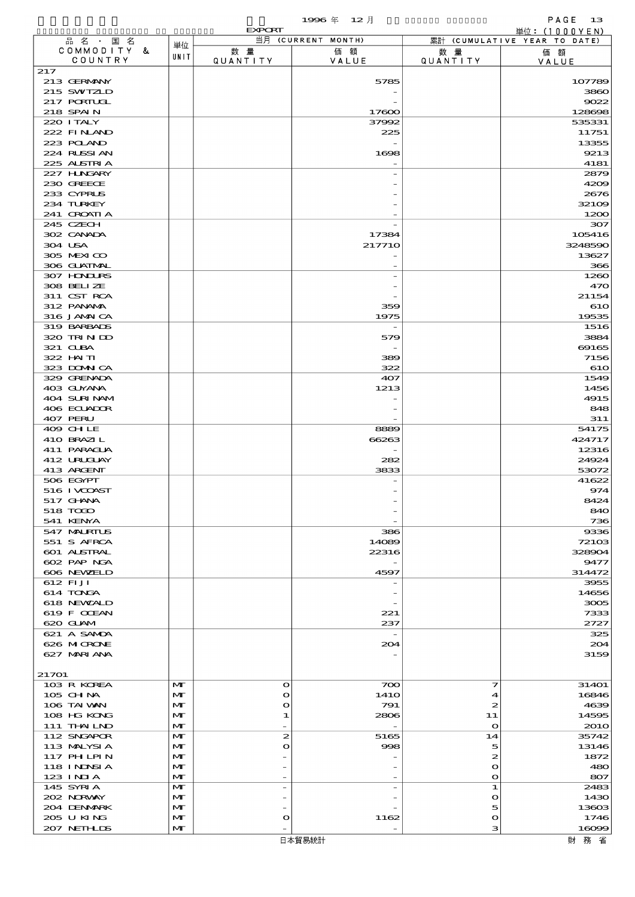EXPORT

1996 年 12 月

単位：(1000YEN)

| 品名・国名 COMMODITY & COUNTRY | 単位 UNIT | 当月 (CURRENT MONTH) 数量 QUANTITY | 価額 VALUE | 累計 (CUMULATIVE YEAR TO DATE) 数量 QUANTITY | 価額 VALUE |
|---|---|---|---|---|---|
| 217 | | | | | |
| 213 GERMANY | | | 5785 | | 107789 |
| 215 SWITZLD | | | - | | 3860 |
| 217 PORTUGL | | | - | | 9022 |
| 218 SPAIN | | | 17600 | | 128698 |
| 220 ITALY | | | 37992 | | 535331 |
| 222 FINLAND | | | 225 | | 11751 |
| 223 POLAND | | | - | | 13355 |
| 224 RUSSIAN | | | 1698 | | 9213 |
| 225 AUSTRIA | | | - | | 4181 |
| 227 HUNGARY | | | - | | 2879 |
| 230 GREECE | | | - | | 4209 |
| 233 CYPRUS | | | - | | 2676 |
| 234 TURKEY | | | - | | 32109 |
| 241 CROATIA | | | - | | 1200 |
| 245 CZECH | | | - | | 307 |
| 302 CANADA | | | 17384 | | 105416 |
| 304 USA | | | 217710 | | 3248590 |
| 305 MEXICO | | | - | | 13627 |
| 306 GUATMAL | | | - | | 366 |
| 307 HONDURS | | | - | | 1260 |
| 308 BELIZE | | | - | | 470 |
| 311 CST RCA | | | - | | 21154 |
| 312 PANAMA | | | 359 | | 610 |
| 316 JAMAICA | | | 1975 | | 19535 |
| 319 BARBADS | | | - | | 1516 |
| 320 TRINIDD | | | 579 | | 3884 |
| 321 CUBA | | | - | | 69165 |
| 322 HAITI | | | 389 | | 7156 |
| 323 DOMNICA | | | 322 | | 610 |
| 329 GRENADA | | | 407 | | 1549 |
| 403 GUYANA | | | 1213 | | 1456 |
| 404 SURINAM | | | - | | 4915 |
| 406 ECUADOR | | | - | | 848 |
| 407 PERU | | | - | | 311 |
| 409 CHILE | | | 8889 | | 54175 |
| 410 BRAZIL | | | 66263 | | 424717 |
| 411 PARAGUA | | | - | | 12316 |
| 412 URUGUAY | | | 282 | | 24924 |
| 413 ARGENT | | | 3833 | | 53072 |
| 506 EGYPT | | | - | | 41622 |
| 516 IVCOAST | | | - | | 974 |
| 517 GHANA | | | - | | 8424 |
| 518 TOGO | | | - | | 840 |
| 541 KENYA | | | - | | 736 |
| 547 MAURTUS | | | 386 | | 9336 |
| 551 S AFRCA | | | 14089 | | 72103 |
| 601 AUSTRAL | | | 22316 | | 328904 |
| 602 PAP NGA | | | - | | 9477 |
| 606 NEWZELD | | | 4597 | | 314472 |
| 612 FIJI | | | - | | 3955 |
| 614 TONGA | | | - | | 14656 |
| 618 NEWCALD | | | - | | 3005 |
| 619 F OCEAN | | | 221 | | 7333 |
| 620 GUAM | | | 237 | | 2727 |
| 621 A SAMOA | | | - | | 325 |
| 626 MICRONE | | | 204 | | 204 |
| 627 MARIANA | | | - | | 3159 |
| 21701 | | | | | |
| 103 R KOREA | MT | 0 | 700 | 7 | 31401 |
| 105 CHINA | MT | 0 | 1410 | 4 | 16846 |
| 106 TAIWAN | MT | 0 | 791 | 2 | 4639 |
| 108 HG KONG | MT | 1 | 2806 | 11 | 14595 |
| 111 THAILND | MT | - | - | 0 | 2010 |
| 112 SNGAPOR | MT | 2 | 5165 | 14 | 35742 |
| 113 MALYSIA | MT | 0 | 998 | 5 | 13146 |
| 117 PHILPIN | MT | - | - | 2 | 1872 |
| 118 INDNSIA | MT | - | - | 0 | 480 |
| 123 INDIA | MT | - | - | 0 | 807 |
| 145 SYRIA | MT | - | - | 1 | 2483 |
| 202 NORWAY | MT | - | - | 0 | 1430 |
| 204 DENMARK | MT | - | - | 5 | 13603 |
| 205 U KING | MT | 0 | 1162 | 0 | 1746 |
| 207 NETHLDS | MT | - | - | 3 | 16099 |

日本貿易統計　　財務省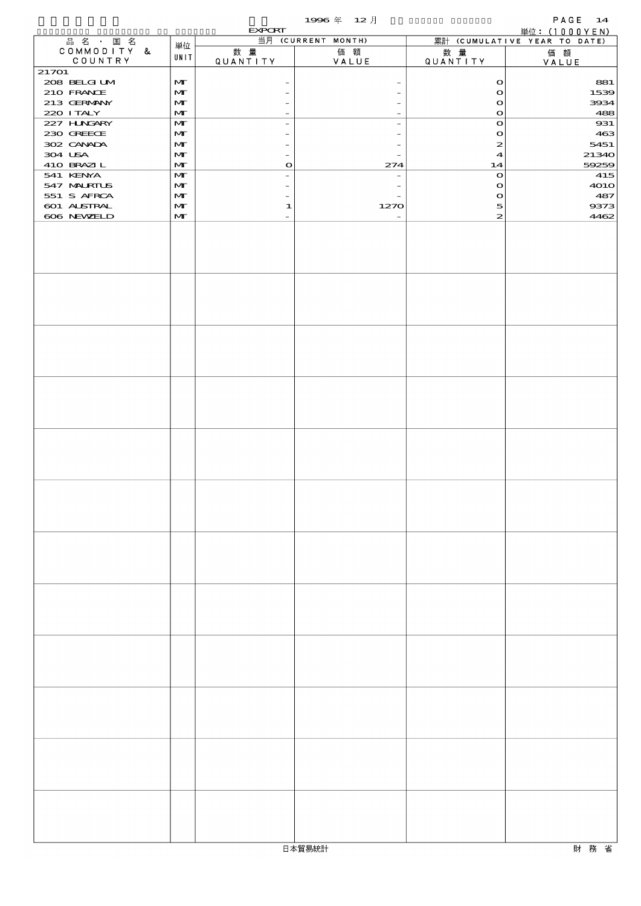EXPORT

1996 年 12 月

単位：(1000YEN)

| 品名・国名 COMMODITY & COUNTRY | 単位 UNIT | 当月 (CURRENT MONTH) 数量 QUANTITY | 価額 VALUE | 累計 (CUMULATIVE YEAR TO DATE) 数量 QUANTITY | 価額 VALUE |
|---|---|---|---|---|---|
| 21701 | | | | | |
| 208 BELGIUM | MT | - | - | 0 | 881 |
| 210 FRANCE | MT | - | - | 0 | 1539 |
| 213 GERMANY | MT | - | - | 0 | 3934 |
| 220 ITALY | MT | - | - | 0 | 488 |
| 227 HUNGARY | MT | - | - | 0 | 931 |
| 230 GREECE | MT | - | - | 0 | 463 |
| 302 CANADA | MT | - | - | 2 | 5451 |
| 304 USA | MT | - | - | 4 | 21340 |
| 410 BRAZIL | MT | 0 | 274 | 14 | 59259 |
| 541 KENYA | MT | - | - | 0 | 415 |
| 547 MAURTUS | MT | - | - | 0 | 4010 |
| 551 S AFRCA | MT | - | - | 0 | 487 |
| 601 AUSTRAL | MT | 1 | 1270 | 5 | 9373 |
| 606 NEWZELD | MT | - | - | 2 | 4462 |

日本貿易統計

財務省